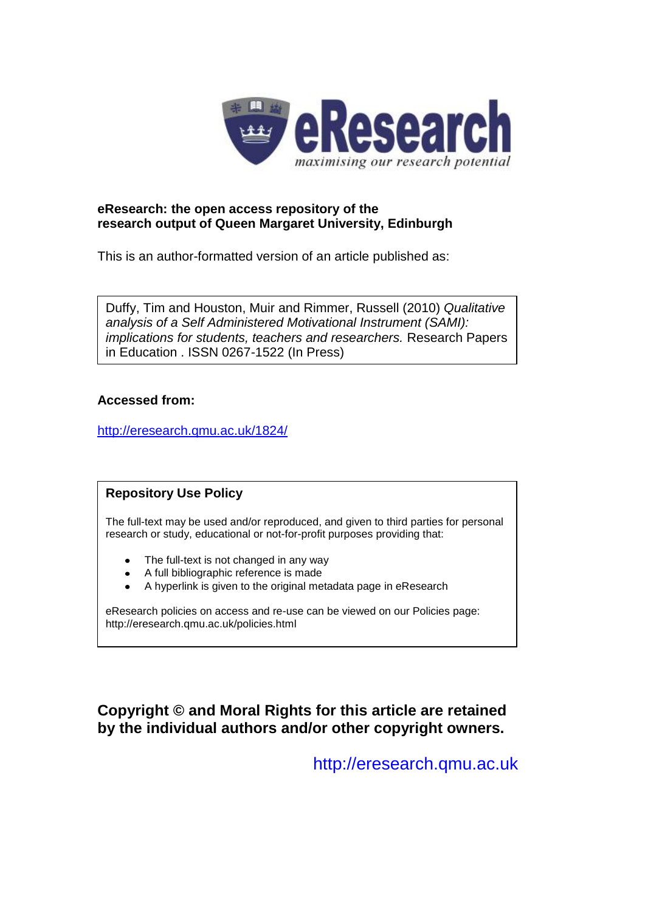**eResearch: the open access repository of the research output of Queen Margaret University, Edinburgh**

This is an author-formatted version of an article published as:

Duffy, Tim and Houston, Muir and Rimmer, Russell (2010) *Qualitative analysis of a Self Administered Motivational Instrument (SAMI): implications for students, teachers and researchers.* Research Papers in Education . ISSN 0267-1522 (In Press)

**Accessed from:**

http://eresearch.qmu.ac.uk/1824/

**Repository Use Policy**

The full-text may be used and/or reproduced, and given to third parties for personal research or study, educational or not-for-profit purposes providing that:

- The full-text is not changed in any way
- A full bibliographic reference is made
- A hyperlink is given to the original metadata page in eResearch

eResearch policies on access and re-use can be viewed on our Policies page: http://eresearch.qmu.ac.uk/policies.html

**Copyright © and Moral Rights for this article are retained by the individual authors and/or other copyright owners.**

http://eresearch.qmu.ac.uk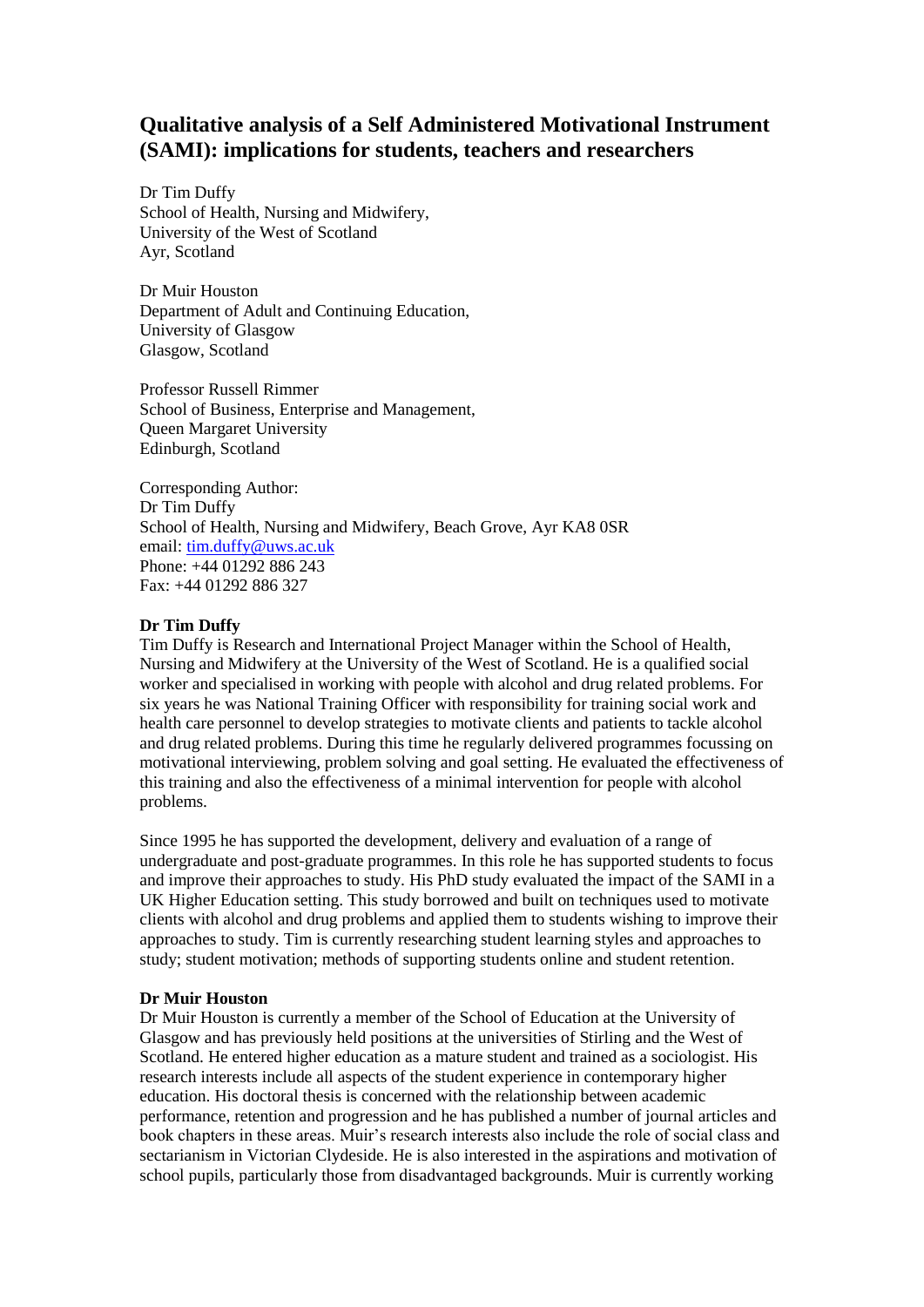# Qualitative analysis of a Self Administered Motivational Instrument (SAMI): implications for students, teachers and researchers

Dr Tim Duffy
School of Health, Nursing and Midwifery,
University of the West of Scotland
Ayr, Scotland

Dr Muir Houston
Department of Adult and Continuing Education,
University of Glasgow
Glasgow, Scotland

Professor Russell Rimmer
School of Business, Enterprise and Management,
Queen Margaret University
Edinburgh, Scotland

Corresponding Author:
Dr Tim Duffy
School of Health, Nursing and Midwifery, Beach Grove, Ayr KA8 0SR
email: tim.duffy@uws.ac.uk
Phone: +44 01292 886 243
Fax: +44 01292 886 327

**Dr Tim Duffy**
Tim Duffy is Research and International Project Manager within the School of Health, Nursing and Midwifery at the University of the West of Scotland. He is a qualified social worker and specialised in working with people with alcohol and drug related problems. For six years he was National Training Officer with responsibility for training social work and health care personnel to develop strategies to motivate clients and patients to tackle alcohol and drug related problems. During this time he regularly delivered programmes focussing on motivational interviewing, problem solving and goal setting. He evaluated the effectiveness of this training and also the effectiveness of a minimal intervention for people with alcohol problems.

Since 1995 he has supported the development, delivery and evaluation of a range of undergraduate and post-graduate programmes. In this role he has supported students to focus and improve their approaches to study. His PhD study evaluated the impact of the SAMI in a UK Higher Education setting. This study borrowed and built on techniques used to motivate clients with alcohol and drug problems and applied them to students wishing to improve their approaches to study. Tim is currently researching student learning styles and approaches to study; student motivation; methods of supporting students online and student retention.

**Dr Muir Houston**
Dr Muir Houston is currently a member of the School of Education at the University of Glasgow and has previously held positions at the universities of Stirling and the West of Scotland. He entered higher education as a mature student and trained as a sociologist. His research interests include all aspects of the student experience in contemporary higher education. His doctoral thesis is concerned with the relationship between academic performance, retention and progression and he has published a number of journal articles and book chapters in these areas. Muir's research interests also include the role of social class and sectarianism in Victorian Clydeside. He is also interested in the aspirations and motivation of school pupils, particularly those from disadvantaged backgrounds. Muir is currently working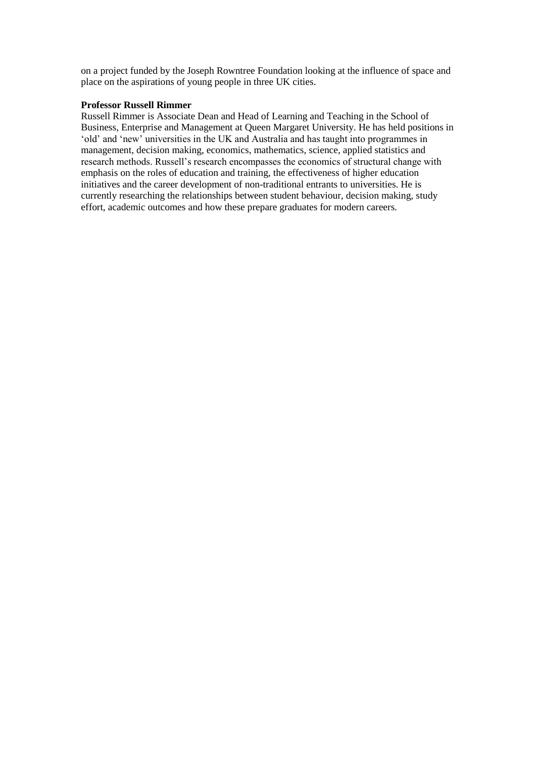on a project funded by the Joseph Rowntree Foundation looking at the influence of space and place on the aspirations of young people in three UK cities.

**Professor Russell Rimmer**

Russell Rimmer is Associate Dean and Head of Learning and Teaching in the School of Business, Enterprise and Management at Queen Margaret University. He has held positions in 'old' and 'new' universities in the UK and Australia and has taught into programmes in management, decision making, economics, mathematics, science, applied statistics and research methods. Russell's research encompasses the economics of structural change with emphasis on the roles of education and training, the effectiveness of higher education initiatives and the career development of non-traditional entrants to universities. He is currently researching the relationships between student behaviour, decision making, study effort, academic outcomes and how these prepare graduates for modern careers.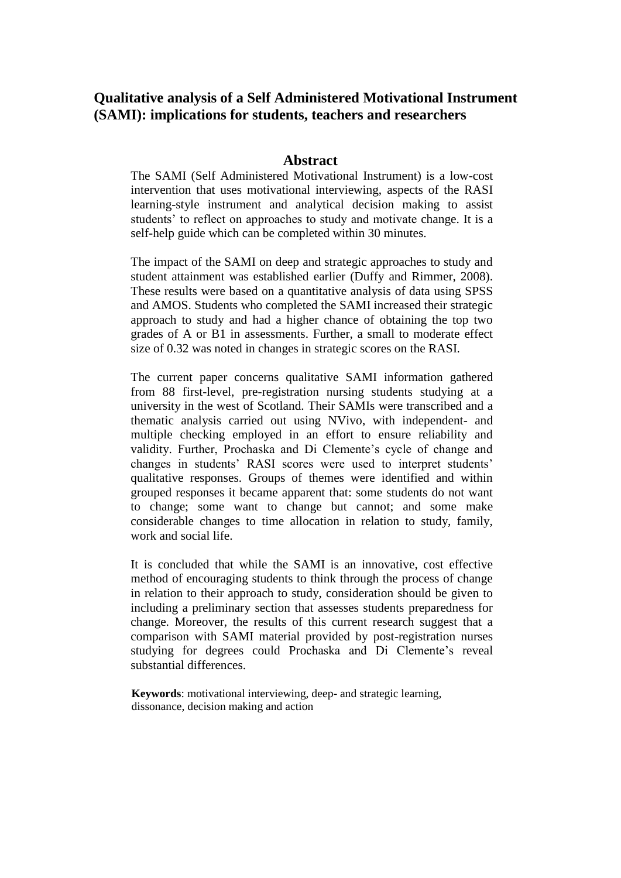# Qualitative analysis of a Self Administered Motivational Instrument (SAMI): implications for students, teachers and researchers

## Abstract

The SAMI (Self Administered Motivational Instrument) is a low-cost intervention that uses motivational interviewing, aspects of the RASI learning-style instrument and analytical decision making to assist students' to reflect on approaches to study and motivate change. It is a self-help guide which can be completed within 30 minutes.

The impact of the SAMI on deep and strategic approaches to study and student attainment was established earlier (Duffy and Rimmer, 2008). These results were based on a quantitative analysis of data using SPSS and AMOS. Students who completed the SAMI increased their strategic approach to study and had a higher chance of obtaining the top two grades of A or B1 in assessments. Further, a small to moderate effect size of 0.32 was noted in changes in strategic scores on the RASI.

The current paper concerns qualitative SAMI information gathered from 88 first-level, pre-registration nursing students studying at a university in the west of Scotland. Their SAMIs were transcribed and a thematic analysis carried out using NVivo, with independent- and multiple checking employed in an effort to ensure reliability and validity. Further, Prochaska and Di Clemente's cycle of change and changes in students' RASI scores were used to interpret students' qualitative responses. Groups of themes were identified and within grouped responses it became apparent that: some students do not want to change; some want to change but cannot; and some make considerable changes to time allocation in relation to study, family, work and social life.

It is concluded that while the SAMI is an innovative, cost effective method of encouraging students to think through the process of change in relation to their approach to study, consideration should be given to including a preliminary section that assesses students preparedness for change. Moreover, the results of this current research suggest that a comparison with SAMI material provided by post-registration nurses studying for degrees could Prochaska and Di Clemente's reveal substantial differences.

**Keywords**: motivational interviewing, deep- and strategic learning, dissonance, decision making and action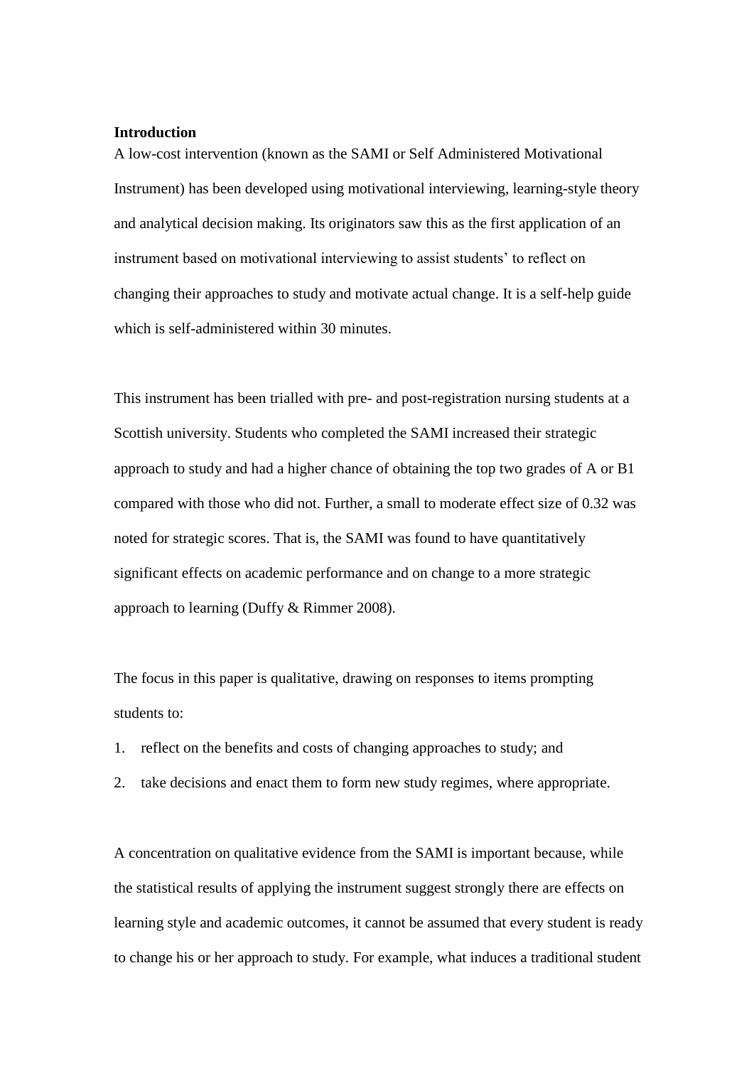## Introduction

A low-cost intervention (known as the SAMI or Self Administered Motivational Instrument) has been developed using motivational interviewing, learning-style theory and analytical decision making. Its originators saw this as the first application of an instrument based on motivational interviewing to assist students' to reflect on changing their approaches to study and motivate actual change. It is a self-help guide which is self-administered within 30 minutes.

This instrument has been trialled with pre- and post-registration nursing students at a Scottish university. Students who completed the SAMI increased their strategic approach to study and had a higher chance of obtaining the top two grades of A or B1 compared with those who did not. Further, a small to moderate effect size of 0.32 was noted for strategic scores. That is, the SAMI was found to have quantitatively significant effects on academic performance and on change to a more strategic approach to learning (Duffy & Rimmer 2008).

The focus in this paper is qualitative, drawing on responses to items prompting students to:

1. reflect on the benefits and costs of changing approaches to study; and
2. take decisions and enact them to form new study regimes, where appropriate.

A concentration on qualitative evidence from the SAMI is important because, while the statistical results of applying the instrument suggest strongly there are effects on learning style and academic outcomes, it cannot be assumed that every student is ready to change his or her approach to study. For example, what induces a traditional student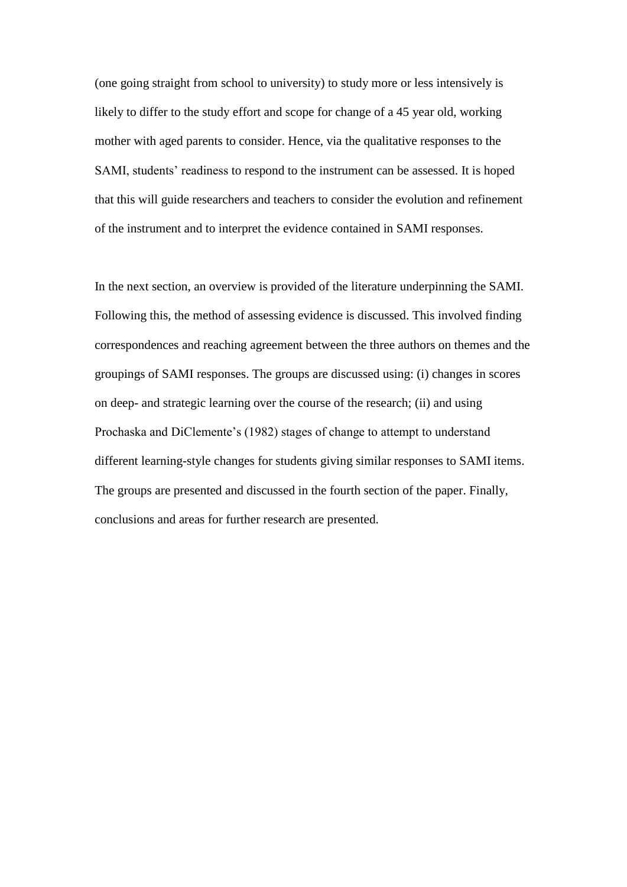(one going straight from school to university) to study more or less intensively is likely to differ to the study effort and scope for change of a 45 year old, working mother with aged parents to consider. Hence, via the qualitative responses to the SAMI, students' readiness to respond to the instrument can be assessed. It is hoped that this will guide researchers and teachers to consider the evolution and refinement of the instrument and to interpret the evidence contained in SAMI responses.

In the next section, an overview is provided of the literature underpinning the SAMI. Following this, the method of assessing evidence is discussed. This involved finding correspondences and reaching agreement between the three authors on themes and the groupings of SAMI responses. The groups are discussed using: (i) changes in scores on deep- and strategic learning over the course of the research; (ii) and using Prochaska and DiClemente's (1982) stages of change to attempt to understand different learning-style changes for students giving similar responses to SAMI items. The groups are presented and discussed in the fourth section of the paper. Finally, conclusions and areas for further research are presented.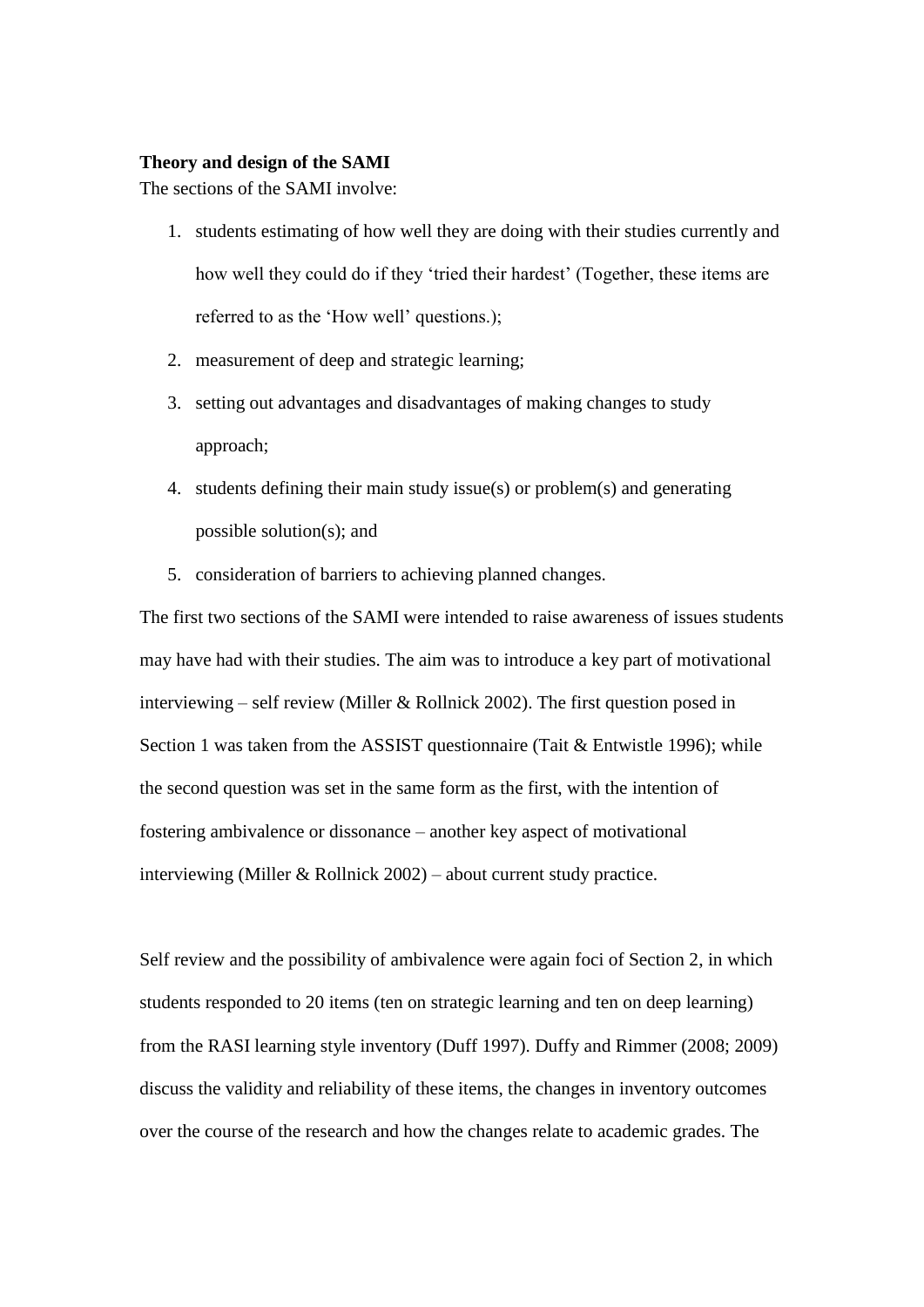**Theory and design of the SAMI**

The sections of the SAMI involve:

1. students estimating of how well they are doing with their studies currently and how well they could do if they 'tried their hardest' (Together, these items are referred to as the 'How well' questions.);
2. measurement of deep and strategic learning;
3. setting out advantages and disadvantages of making changes to study approach;
4. students defining their main study issue(s) or problem(s) and generating possible solution(s); and
5. consideration of barriers to achieving planned changes.

The first two sections of the SAMI were intended to raise awareness of issues students may have had with their studies. The aim was to introduce a key part of motivational interviewing – self review (Miller & Rollnick 2002). The first question posed in Section 1 was taken from the ASSIST questionnaire (Tait & Entwistle 1996); while the second question was set in the same form as the first, with the intention of fostering ambivalence or dissonance – another key aspect of motivational interviewing (Miller & Rollnick 2002) – about current study practice.

Self review and the possibility of ambivalence were again foci of Section 2, in which students responded to 20 items (ten on strategic learning and ten on deep learning) from the RASI learning style inventory (Duff 1997). Duffy and Rimmer (2008; 2009) discuss the validity and reliability of these items, the changes in inventory outcomes over the course of the research and how the changes relate to academic grades. The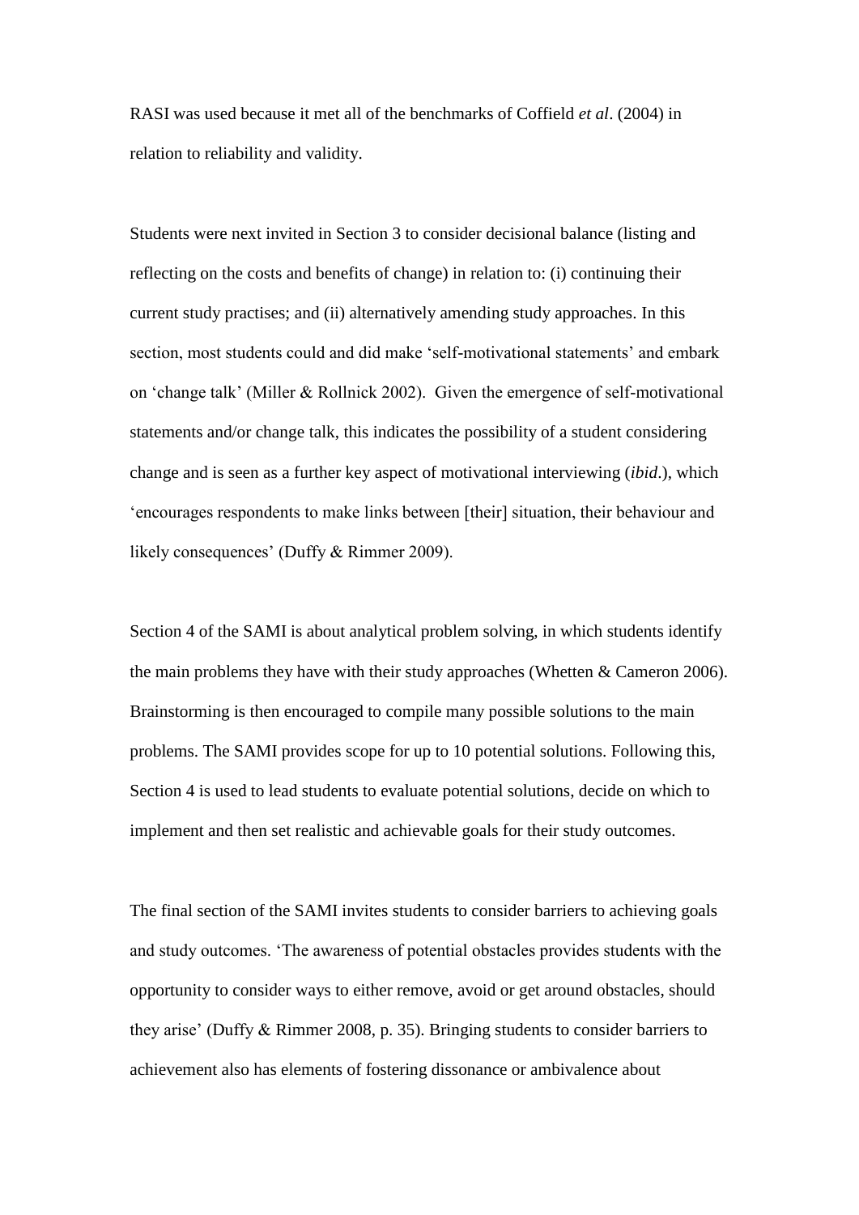RASI was used because it met all of the benchmarks of Coffield *et al*. (2004) in relation to reliability and validity.

Students were next invited in Section 3 to consider decisional balance (listing and reflecting on the costs and benefits of change) in relation to: (i) continuing their current study practises; and (ii) alternatively amending study approaches. In this section, most students could and did make 'self-motivational statements' and embark on 'change talk' (Miller & Rollnick 2002). Given the emergence of self-motivational statements and/or change talk, this indicates the possibility of a student considering change and is seen as a further key aspect of motivational interviewing (*ibid*.), which 'encourages respondents to make links between [their] situation, their behaviour and likely consequences' (Duffy & Rimmer 2009).

Section 4 of the SAMI is about analytical problem solving, in which students identify the main problems they have with their study approaches (Whetten & Cameron 2006). Brainstorming is then encouraged to compile many possible solutions to the main problems. The SAMI provides scope for up to 10 potential solutions. Following this, Section 4 is used to lead students to evaluate potential solutions, decide on which to implement and then set realistic and achievable goals for their study outcomes.

The final section of the SAMI invites students to consider barriers to achieving goals and study outcomes. 'The awareness of potential obstacles provides students with the opportunity to consider ways to either remove, avoid or get around obstacles, should they arise' (Duffy & Rimmer 2008, p. 35). Bringing students to consider barriers to achievement also has elements of fostering dissonance or ambivalence about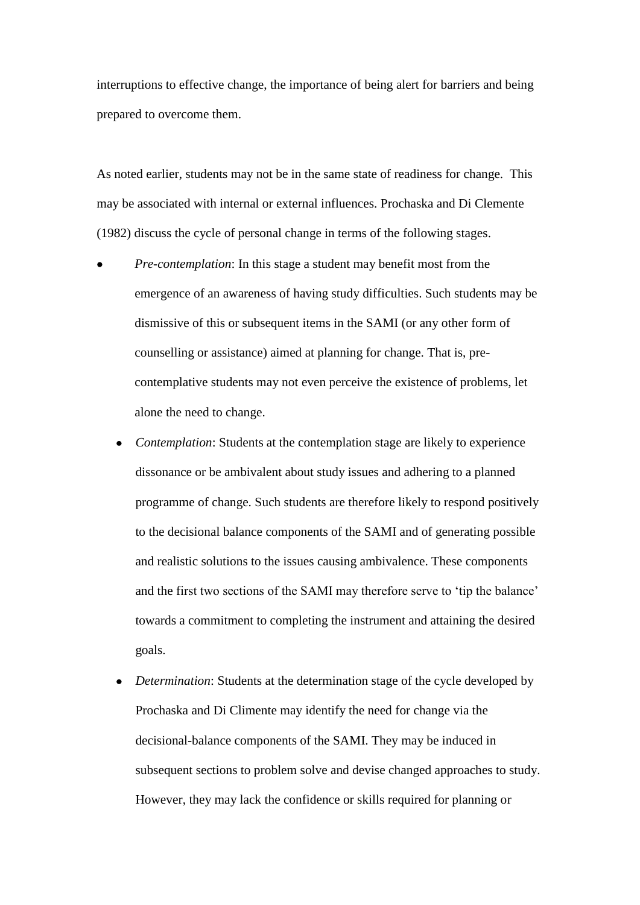interruptions to effective change, the importance of being alert for barriers and being prepared to overcome them.

As noted earlier, students may not be in the same state of readiness for change. This may be associated with internal or external influences. Prochaska and Di Clemente (1982) discuss the cycle of personal change in terms of the following stages.

- *Pre-contemplation*: In this stage a student may benefit most from the emergence of an awareness of having study difficulties. Such students may be dismissive of this or subsequent items in the SAMI (or any other form of counselling or assistance) aimed at planning for change. That is, pre-contemplative students may not even perceive the existence of problems, let alone the need to change.
- *Contemplation*: Students at the contemplation stage are likely to experience dissonance or be ambivalent about study issues and adhering to a planned programme of change. Such students are therefore likely to respond positively to the decisional balance components of the SAMI and of generating possible and realistic solutions to the issues causing ambivalence. These components and the first two sections of the SAMI may therefore serve to 'tip the balance' towards a commitment to completing the instrument and attaining the desired goals.
- *Determination*: Students at the determination stage of the cycle developed by Prochaska and Di Climente may identify the need for change via the decisional-balance components of the SAMI. They may be induced in subsequent sections to problem solve and devise changed approaches to study. However, they may lack the confidence or skills required for planning or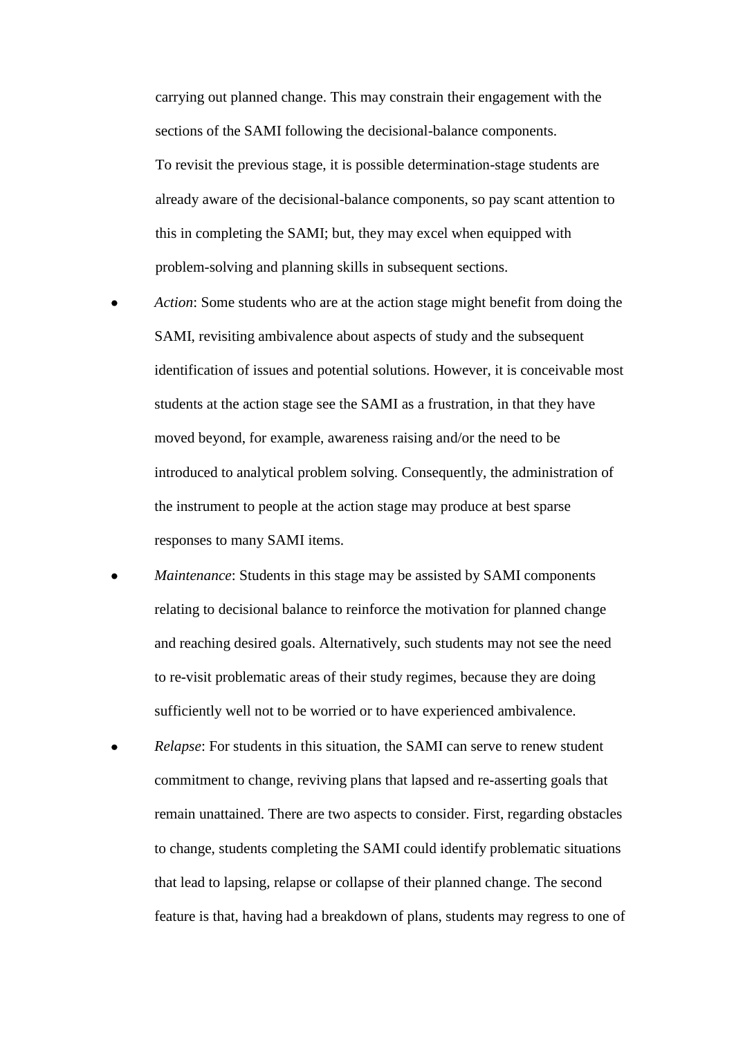carrying out planned change. This may constrain their engagement with the sections of the SAMI following the decisional-balance components.

To revisit the previous stage, it is possible determination-stage students are already aware of the decisional-balance components, so pay scant attention to this in completing the SAMI; but, they may excel when equipped with problem-solving and planning skills in subsequent sections.

- *Action*: Some students who are at the action stage might benefit from doing the SAMI, revisiting ambivalence about aspects of study and the subsequent identification of issues and potential solutions. However, it is conceivable most students at the action stage see the SAMI as a frustration, in that they have moved beyond, for example, awareness raising and/or the need to be introduced to analytical problem solving. Consequently, the administration of the instrument to people at the action stage may produce at best sparse responses to many SAMI items.
- *Maintenance*: Students in this stage may be assisted by SAMI components relating to decisional balance to reinforce the motivation for planned change and reaching desired goals. Alternatively, such students may not see the need to re-visit problematic areas of their study regimes, because they are doing sufficiently well not to be worried or to have experienced ambivalence.
- *Relapse*: For students in this situation, the SAMI can serve to renew student commitment to change, reviving plans that lapsed and re-asserting goals that remain unattained. There are two aspects to consider. First, regarding obstacles to change, students completing the SAMI could identify problematic situations that lead to lapsing, relapse or collapse of their planned change. The second feature is that, having had a breakdown of plans, students may regress to one of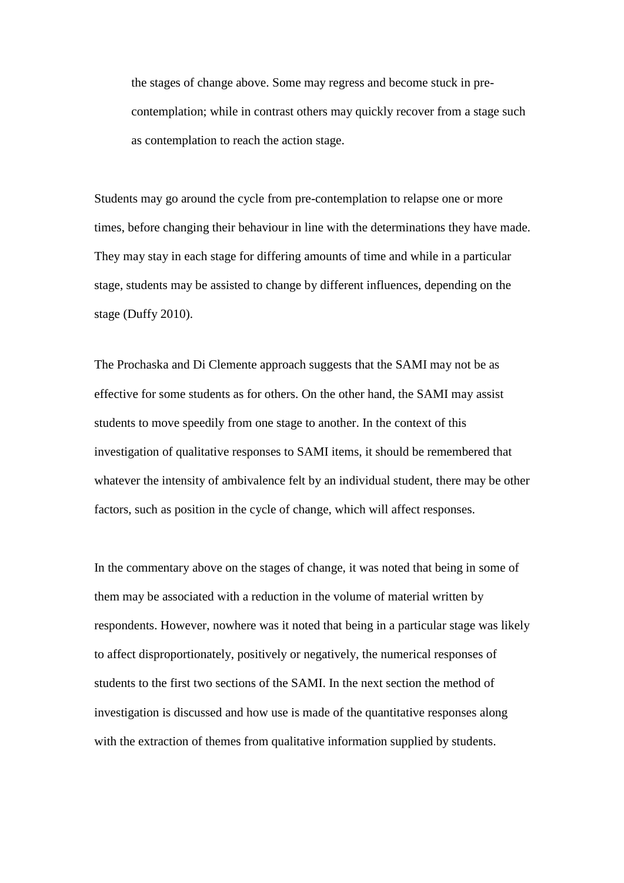> the stages of change above. Some may regress and become stuck in pre-contemplation; while in contrast others may quickly recover from a stage such as contemplation to reach the action stage.

Students may go around the cycle from pre-contemplation to relapse one or more times, before changing their behaviour in line with the determinations they have made. They may stay in each stage for differing amounts of time and while in a particular stage, students may be assisted to change by different influences, depending on the stage (Duffy 2010).

The Prochaska and Di Clemente approach suggests that the SAMI may not be as effective for some students as for others. On the other hand, the SAMI may assist students to move speedily from one stage to another. In the context of this investigation of qualitative responses to SAMI items, it should be remembered that whatever the intensity of ambivalence felt by an individual student, there may be other factors, such as position in the cycle of change, which will affect responses.

In the commentary above on the stages of change, it was noted that being in some of them may be associated with a reduction in the volume of material written by respondents. However, nowhere was it noted that being in a particular stage was likely to affect disproportionately, positively or negatively, the numerical responses of students to the first two sections of the SAMI. In the next section the method of investigation is discussed and how use is made of the quantitative responses along with the extraction of themes from qualitative information supplied by students.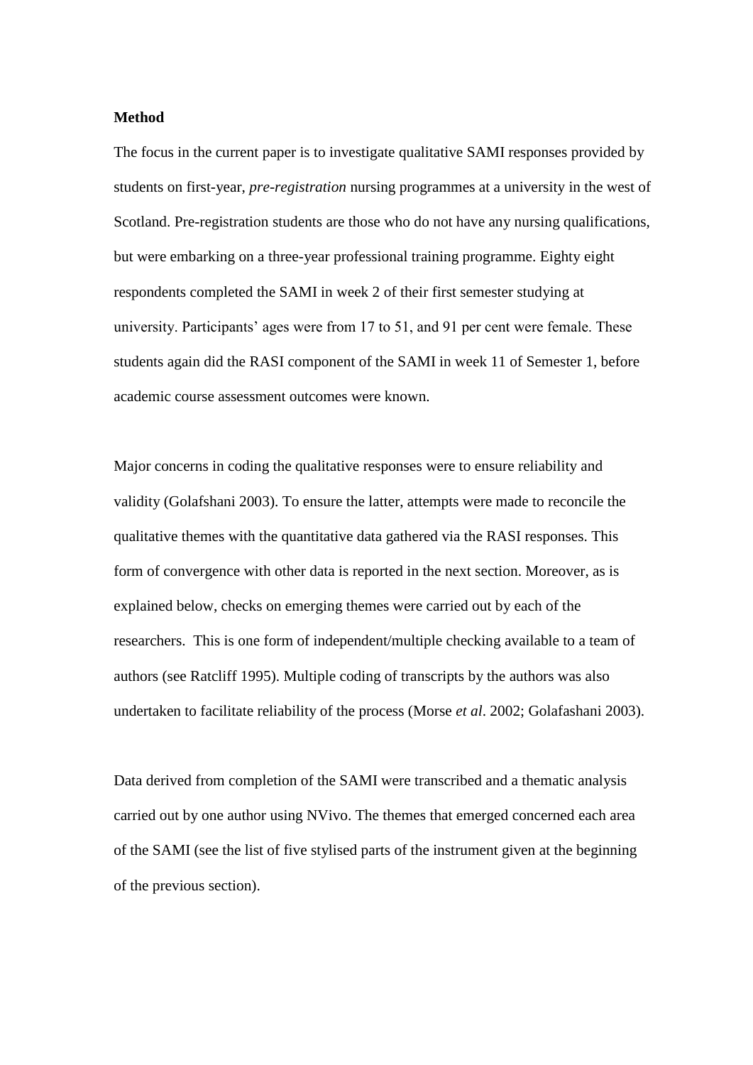**Method**

The focus in the current paper is to investigate qualitative SAMI responses provided by students on first-year, *pre-registration* nursing programmes at a university in the west of Scotland. Pre-registration students are those who do not have any nursing qualifications, but were embarking on a three-year professional training programme. Eighty eight respondents completed the SAMI in week 2 of their first semester studying at university. Participants' ages were from 17 to 51, and 91 per cent were female. These students again did the RASI component of the SAMI in week 11 of Semester 1, before academic course assessment outcomes were known.

Major concerns in coding the qualitative responses were to ensure reliability and validity (Golafshani 2003). To ensure the latter, attempts were made to reconcile the qualitative themes with the quantitative data gathered via the RASI responses. This form of convergence with other data is reported in the next section. Moreover, as is explained below, checks on emerging themes were carried out by each of the researchers.  This is one form of independent/multiple checking available to a team of authors (see Ratcliff 1995). Multiple coding of transcripts by the authors was also undertaken to facilitate reliability of the process (Morse *et al*. 2002; Golafashani 2003).

Data derived from completion of the SAMI were transcribed and a thematic analysis carried out by one author using NVivo. The themes that emerged concerned each area of the SAMI (see the list of five stylised parts of the instrument given at the beginning of the previous section).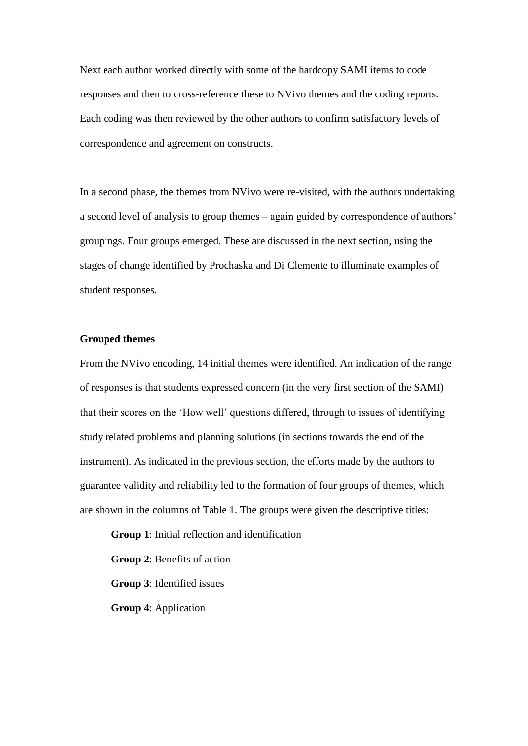Next each author worked directly with some of the hardcopy SAMI items to code responses and then to cross-reference these to NVivo themes and the coding reports. Each coding was then reviewed by the other authors to confirm satisfactory levels of correspondence and agreement on constructs.

In a second phase, the themes from NVivo were re-visited, with the authors undertaking a second level of analysis to group themes – again guided by correspondence of authors' groupings. Four groups emerged. These are discussed in the next section, using the stages of change identified by Prochaska and Di Clemente to illuminate examples of student responses.

### Grouped themes

From the NVivo encoding, 14 initial themes were identified. An indication of the range of responses is that students expressed concern (in the very first section of the SAMI) that their scores on the 'How well' questions differed, through to issues of identifying study related problems and planning solutions (in sections towards the end of the instrument). As indicated in the previous section, the efforts made by the authors to guarantee validity and reliability led to the formation of four groups of themes, which are shown in the columns of Table 1. The groups were given the descriptive titles:

**Group 1**: Initial reflection and identification

**Group 2**: Benefits of action

**Group 3**: Identified issues

**Group 4**: Application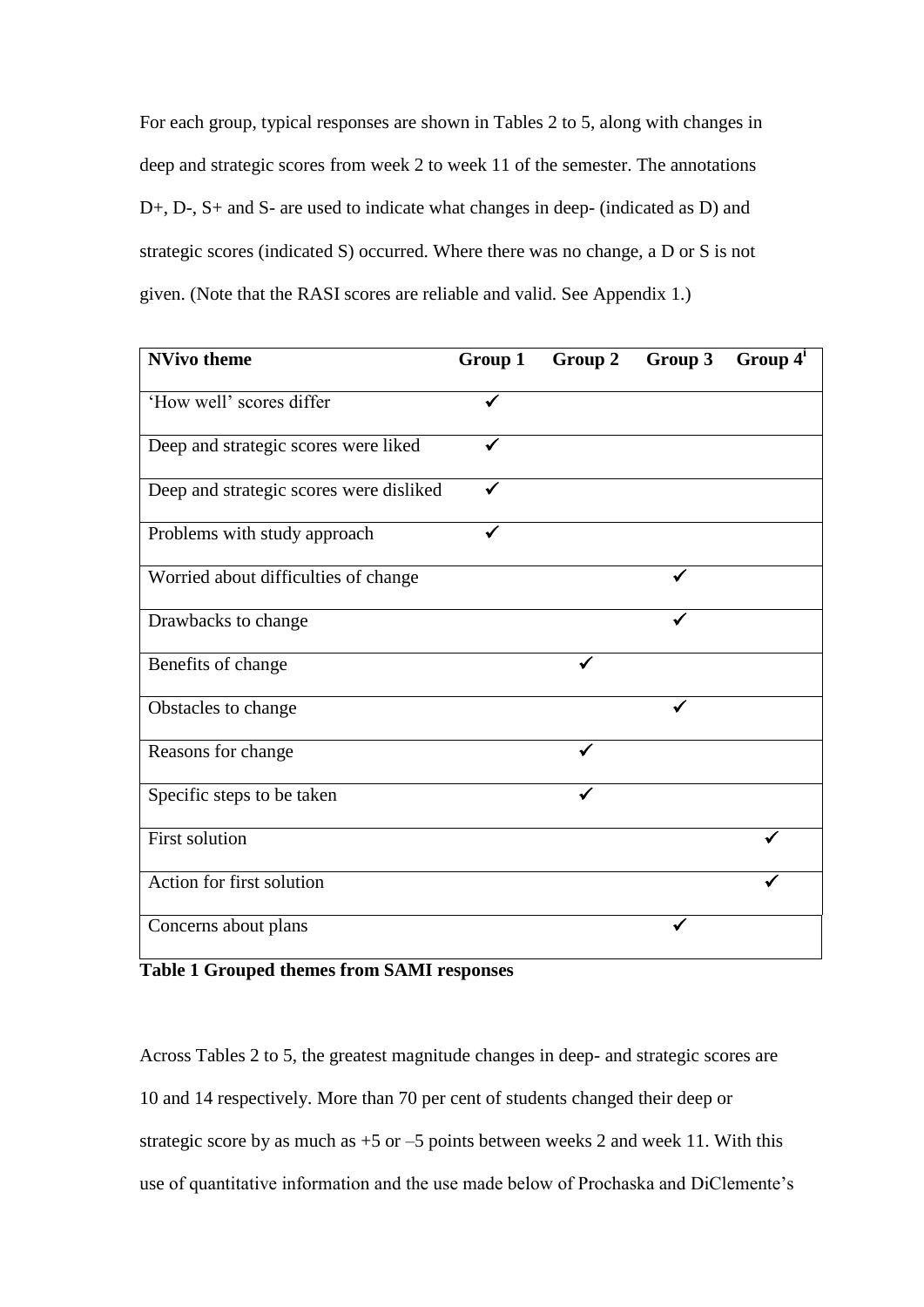For each group, typical responses are shown in Tables 2 to 5, along with changes in deep and strategic scores from week 2 to week 11 of the semester. The annotations D+, D-, S+ and S- are used to indicate what changes in deep- (indicated as D) and strategic scores (indicated S) occurred. Where there was no change, a D or S is not given. (Note that the RASI scores are reliable and valid. See Appendix 1.)

| NVivo theme | Group 1 | Group 2 | Group 3 | Group 4[i] |
|---|---|---|---|---|
| 'How well' scores differ | ✓ | | | |
| Deep and strategic scores were liked | ✓ | | | |
| Deep and strategic scores were disliked | ✓ | | | |
| Problems with study approach | ✓ | | | |
| Worried about difficulties of change | | | ✓ | |
| Drawbacks to change | | | ✓ | |
| Benefits of change | | ✓ | | |
| Obstacles to change | | | ✓ | |
| Reasons for change | | ✓ | | |
| Specific steps to be taken | | ✓ | | |
| First solution | | | | ✓ |
| Action for first solution | | | | ✓ |
| Concerns about plans | | | ✓ | |

**Table 1 Grouped themes from SAMI responses**

Across Tables 2 to 5, the greatest magnitude changes in deep- and strategic scores are 10 and 14 respectively. More than 70 per cent of students changed their deep or strategic score by as much as +5 or –5 points between weeks 2 and week 11. With this use of quantitative information and the use made below of Prochaska and DiClemente's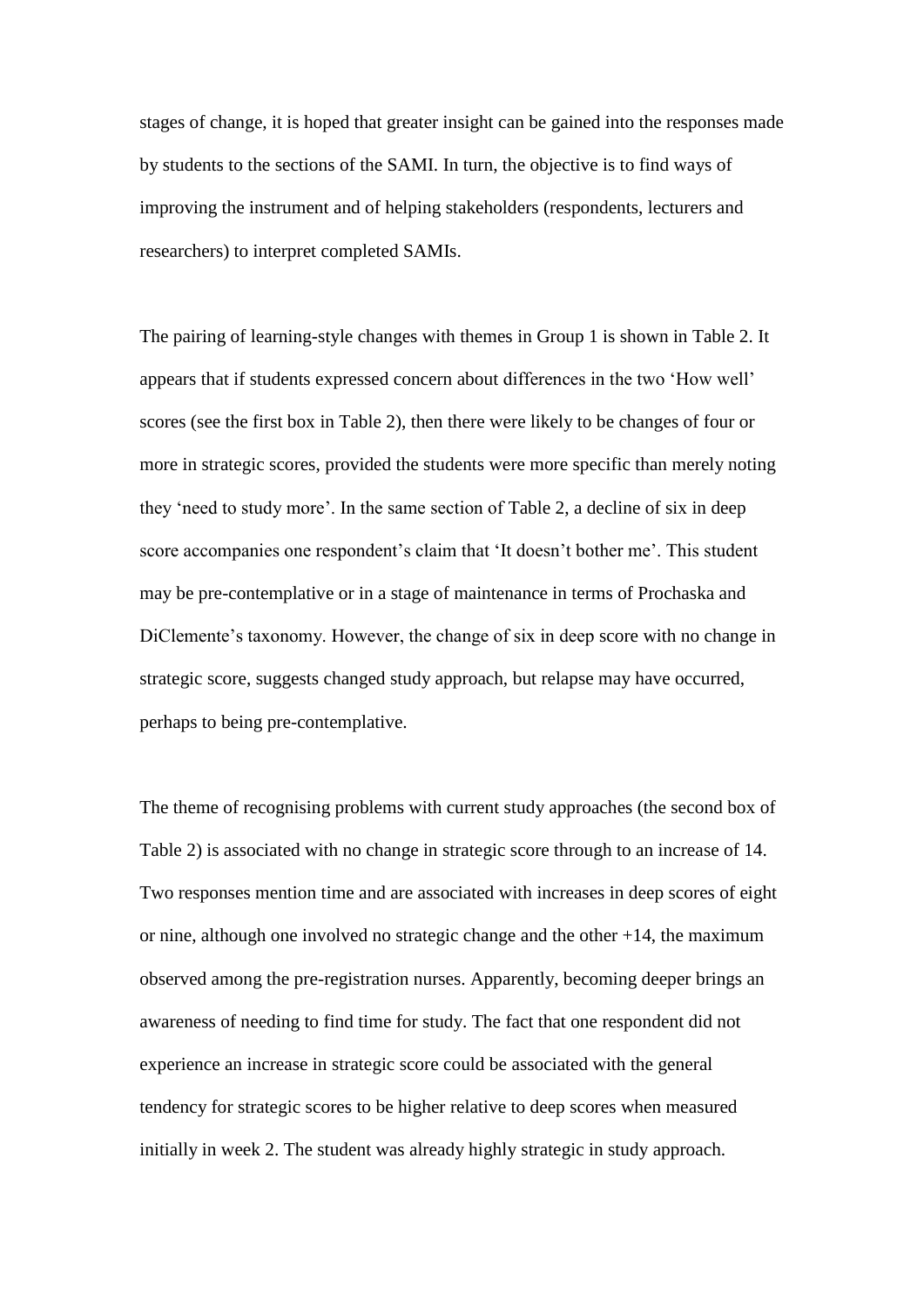stages of change, it is hoped that greater insight can be gained into the responses made by students to the sections of the SAMI. In turn, the objective is to find ways of improving the instrument and of helping stakeholders (respondents, lecturers and researchers) to interpret completed SAMIs.

The pairing of learning-style changes with themes in Group 1 is shown in Table 2. It appears that if students expressed concern about differences in the two 'How well' scores (see the first box in Table 2), then there were likely to be changes of four or more in strategic scores, provided the students were more specific than merely noting they 'need to study more'. In the same section of Table 2, a decline of six in deep score accompanies one respondent's claim that 'It doesn't bother me'. This student may be pre-contemplative or in a stage of maintenance in terms of Prochaska and DiClemente's taxonomy. However, the change of six in deep score with no change in strategic score, suggests changed study approach, but relapse may have occurred, perhaps to being pre-contemplative.

The theme of recognising problems with current study approaches (the second box of Table 2) is associated with no change in strategic score through to an increase of 14. Two responses mention time and are associated with increases in deep scores of eight or nine, although one involved no strategic change and the other +14, the maximum observed among the pre-registration nurses. Apparently, becoming deeper brings an awareness of needing to find time for study. The fact that one respondent did not experience an increase in strategic score could be associated with the general tendency for strategic scores to be higher relative to deep scores when measured initially in week 2. The student was already highly strategic in study approach.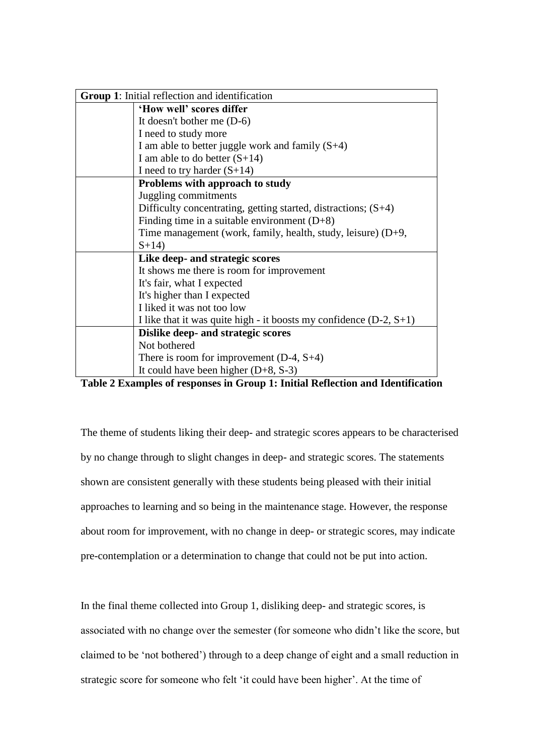| **Group 1**: Initial reflection and identification | |
|---|---|
| | **'How well' scores differ** |
| | It doesn't bother me (D-6) |
| | I need to study more |
| | I am able to better juggle work and family (S+4) |
| | I am able to do better (S+14) |
| | I need to try harder (S+14) |
| | **Problems with approach to study** |
| | Juggling commitments |
| | Difficulty concentrating, getting started, distractions; (S+4) |
| | Finding time in a suitable environment (D+8) |
| | Time management (work, family, health, study, leisure) (D+9, S+14) |
| | **Like deep- and strategic scores** |
| | It shows me there is room for improvement |
| | It's fair, what I expected |
| | It's higher than I expected |
| | I liked it was not too low |
| | I like that it was quite high - it boosts my confidence (D-2, S+1) |
| | **Dislike deep- and strategic scores** |
| | Not bothered |
| | There is room for improvement (D-4, S+4) |
| | It could have been higher (D+8, S-3) |

**Table 2 Examples of responses in Group 1: Initial Reflection and Identification**

The theme of students liking their deep- and strategic scores appears to be characterised by no change through to slight changes in deep- and strategic scores. The statements shown are consistent generally with these students being pleased with their initial approaches to learning and so being in the maintenance stage. However, the response about room for improvement, with no change in deep- or strategic scores, may indicate pre-contemplation or a determination to change that could not be put into action.

In the final theme collected into Group 1, disliking deep- and strategic scores, is associated with no change over the semester (for someone who didn't like the score, but claimed to be 'not bothered') through to a deep change of eight and a small reduction in strategic score for someone who felt 'it could have been higher'. At the time of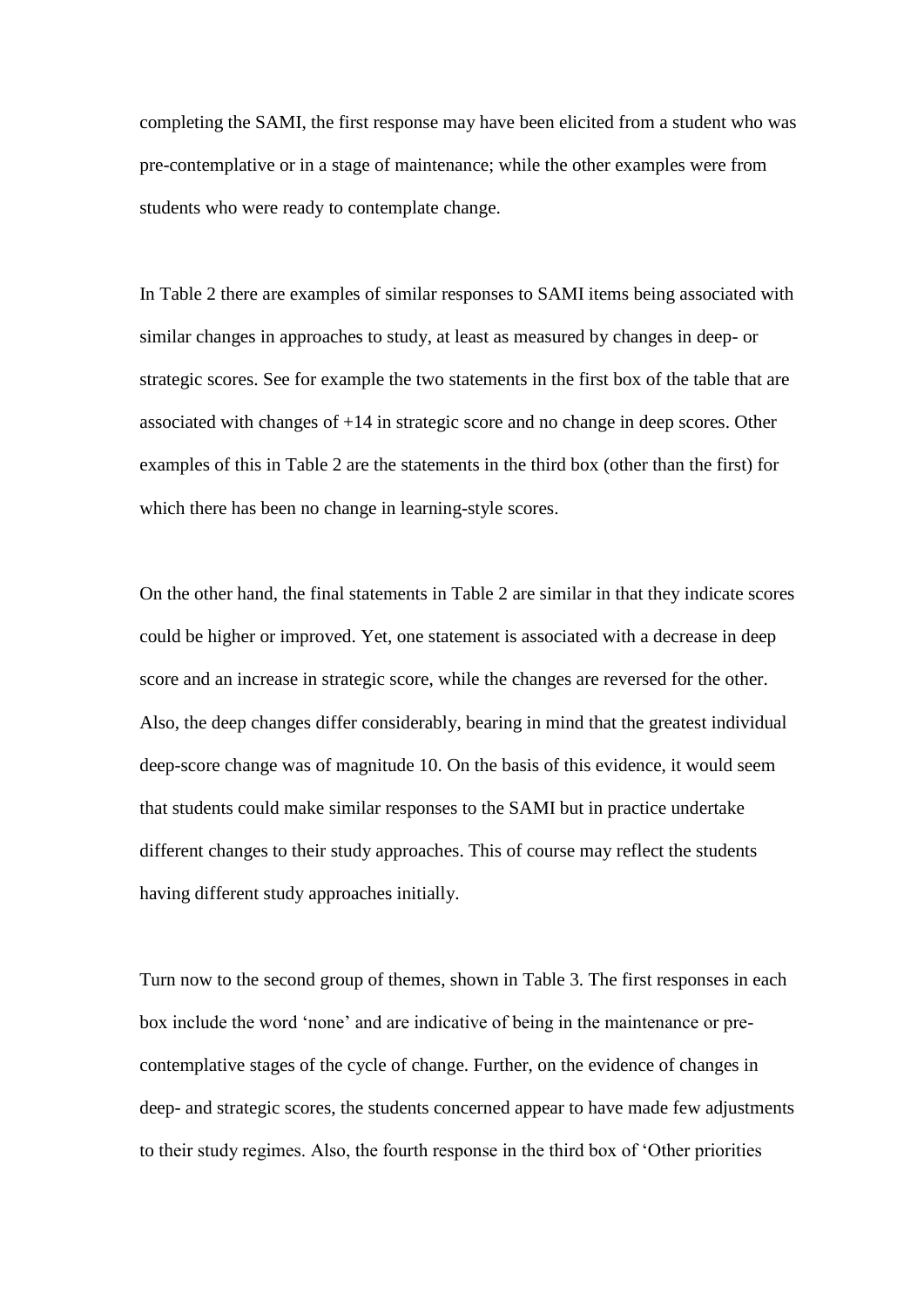completing the SAMI, the first response may have been elicited from a student who was pre-contemplative or in a stage of maintenance; while the other examples were from students who were ready to contemplate change.

In Table 2 there are examples of similar responses to SAMI items being associated with similar changes in approaches to study, at least as measured by changes in deep- or strategic scores. See for example the two statements in the first box of the table that are associated with changes of +14 in strategic score and no change in deep scores. Other examples of this in Table 2 are the statements in the third box (other than the first) for which there has been no change in learning-style scores.

On the other hand, the final statements in Table 2 are similar in that they indicate scores could be higher or improved. Yet, one statement is associated with a decrease in deep score and an increase in strategic score, while the changes are reversed for the other. Also, the deep changes differ considerably, bearing in mind that the greatest individual deep-score change was of magnitude 10. On the basis of this evidence, it would seem that students could make similar responses to the SAMI but in practice undertake different changes to their study approaches. This of course may reflect the students having different study approaches initially.

Turn now to the second group of themes, shown in Table 3. The first responses in each box include the word 'none' and are indicative of being in the maintenance or pre-contemplative stages of the cycle of change. Further, on the evidence of changes in deep- and strategic scores, the students concerned appear to have made few adjustments to their study regimes. Also, the fourth response in the third box of 'Other priorities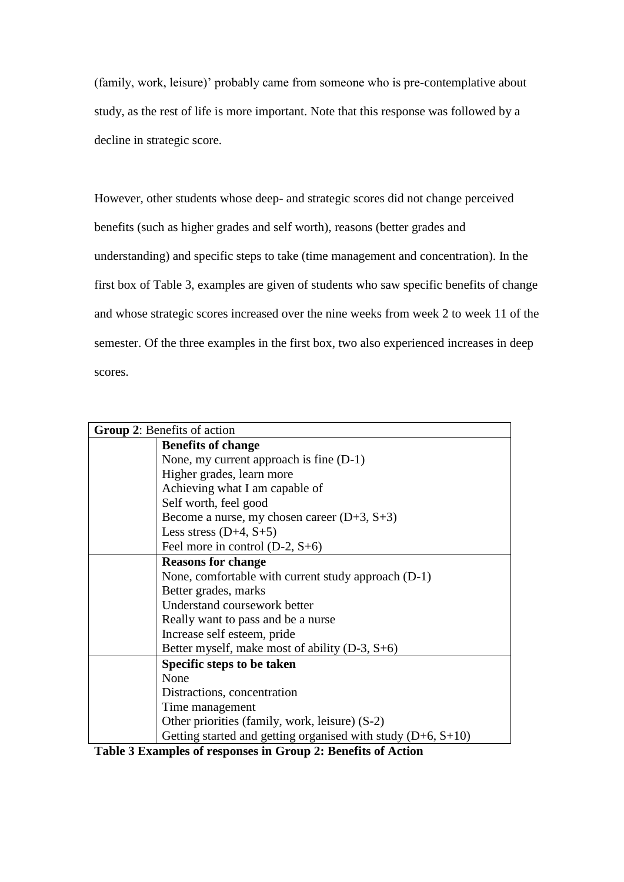(family, work, leisure)' probably came from someone who is pre-contemplative about study, as the rest of life is more important. Note that this response was followed by a decline in strategic score.

However, other students whose deep- and strategic scores did not change perceived benefits (such as higher grades and self worth), reasons (better grades and understanding) and specific steps to take (time management and concentration). In the first box of Table 3, examples are given of students who saw specific benefits of change and whose strategic scores increased over the nine weeks from week 2 to week 11 of the semester. Of the three examples in the first box, two also experienced increases in deep scores.

| **Group 2**: Benefits of action | |
|---|---|
| | **Benefits of change** |
| | None, my current approach is fine (D-1) |
| | Higher grades, learn more |
| | Achieving what I am capable of |
| | Self worth, feel good |
| | Become a nurse, my chosen career (D+3, S+3) |
| | Less stress (D+4, S+5) |
| | Feel more in control (D-2, S+6) |
| | **Reasons for change** |
| | None, comfortable with current study approach (D-1) |
| | Better grades, marks |
| | Understand coursework better |
| | Really want to pass and be a nurse |
| | Increase self esteem, pride |
| | Better myself, make most of ability (D-3, S+6) |
| | **Specific steps to be taken** |
| | None |
| | Distractions, concentration |
| | Time management |
| | Other priorities (family, work, leisure) (S-2) |
| | Getting started and getting organised with study (D+6, S+10) |

**Table 3 Examples of responses in Group 2: Benefits of Action**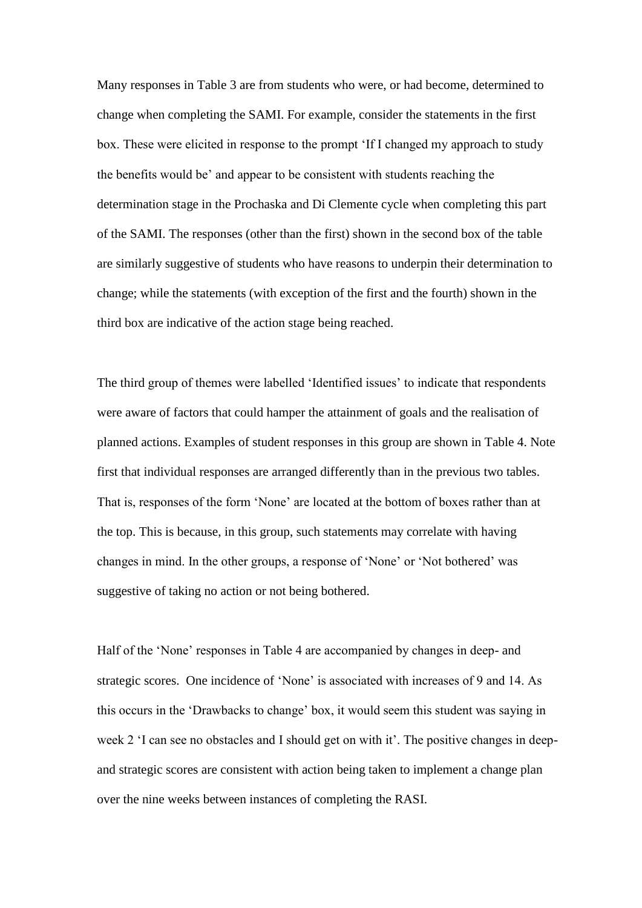Many responses in Table 3 are from students who were, or had become, determined to change when completing the SAMI. For example, consider the statements in the first box. These were elicited in response to the prompt 'If I changed my approach to study the benefits would be' and appear to be consistent with students reaching the determination stage in the Prochaska and Di Clemente cycle when completing this part of the SAMI. The responses (other than the first) shown in the second box of the table are similarly suggestive of students who have reasons to underpin their determination to change; while the statements (with exception of the first and the fourth) shown in the third box are indicative of the action stage being reached.

The third group of themes were labelled 'Identified issues' to indicate that respondents were aware of factors that could hamper the attainment of goals and the realisation of planned actions. Examples of student responses in this group are shown in Table 4. Note first that individual responses are arranged differently than in the previous two tables. That is, responses of the form 'None' are located at the bottom of boxes rather than at the top. This is because, in this group, such statements may correlate with having changes in mind. In the other groups, a response of 'None' or 'Not bothered' was suggestive of taking no action or not being bothered.

Half of the 'None' responses in Table 4 are accompanied by changes in deep- and strategic scores. One incidence of 'None' is associated with increases of 9 and 14. As this occurs in the 'Drawbacks to change' box, it would seem this student was saying in week 2 'I can see no obstacles and I should get on with it'. The positive changes in deep- and strategic scores are consistent with action being taken to implement a change plan over the nine weeks between instances of completing the RASI.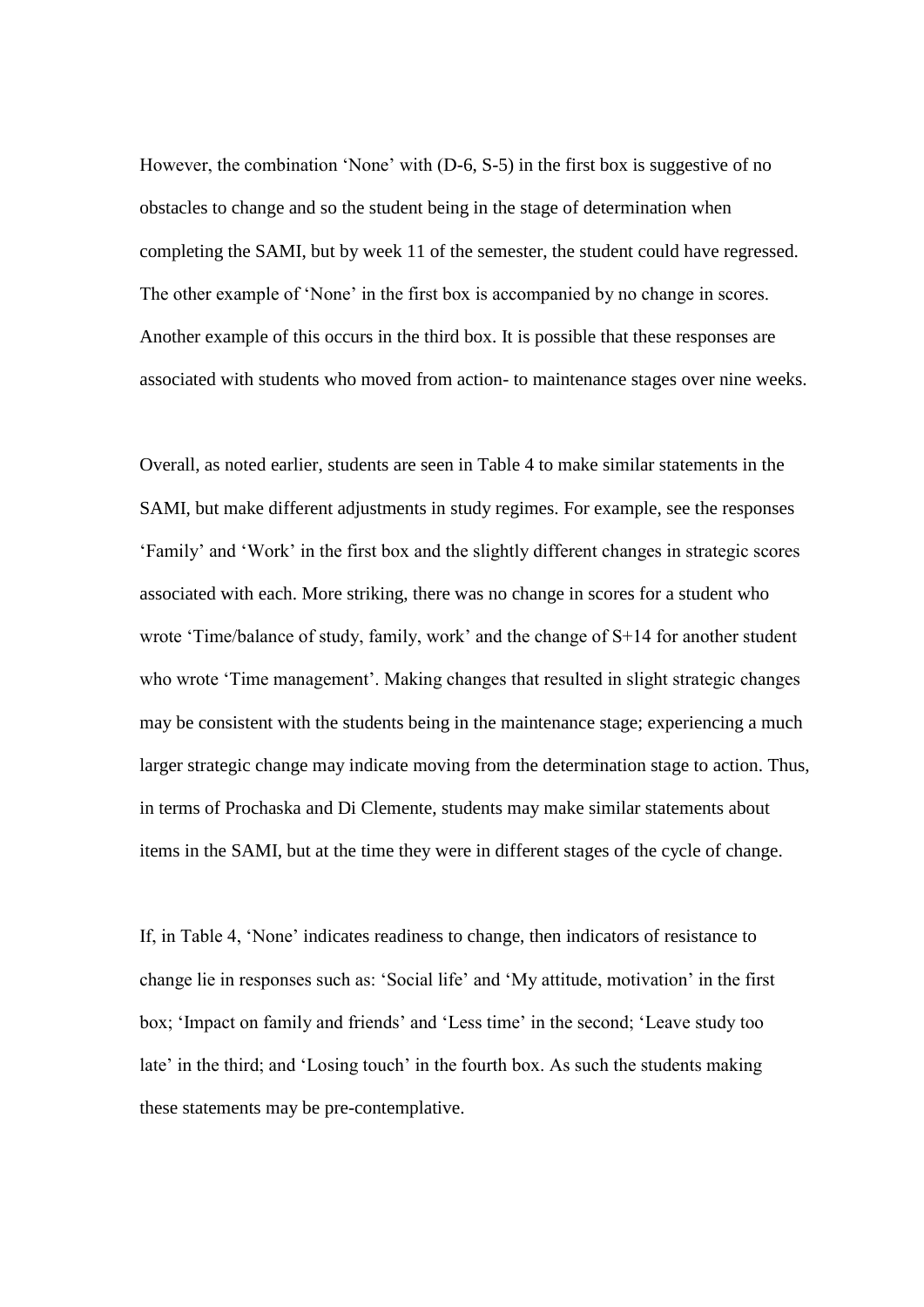However, the combination 'None' with (D-6, S-5) in the first box is suggestive of no obstacles to change and so the student being in the stage of determination when completing the SAMI, but by week 11 of the semester, the student could have regressed. The other example of 'None' in the first box is accompanied by no change in scores. Another example of this occurs in the third box. It is possible that these responses are associated with students who moved from action- to maintenance stages over nine weeks.

Overall, as noted earlier, students are seen in Table 4 to make similar statements in the SAMI, but make different adjustments in study regimes. For example, see the responses 'Family' and 'Work' in the first box and the slightly different changes in strategic scores associated with each. More striking, there was no change in scores for a student who wrote 'Time/balance of study, family, work' and the change of S+14 for another student who wrote 'Time management'. Making changes that resulted in slight strategic changes may be consistent with the students being in the maintenance stage; experiencing a much larger strategic change may indicate moving from the determination stage to action. Thus, in terms of Prochaska and Di Clemente, students may make similar statements about items in the SAMI, but at the time they were in different stages of the cycle of change.

If, in Table 4, 'None' indicates readiness to change, then indicators of resistance to change lie in responses such as: 'Social life' and 'My attitude, motivation' in the first box; 'Impact on family and friends' and 'Less time' in the second; 'Leave study too late' in the third; and 'Losing touch' in the fourth box. As such the students making these statements may be pre-contemplative.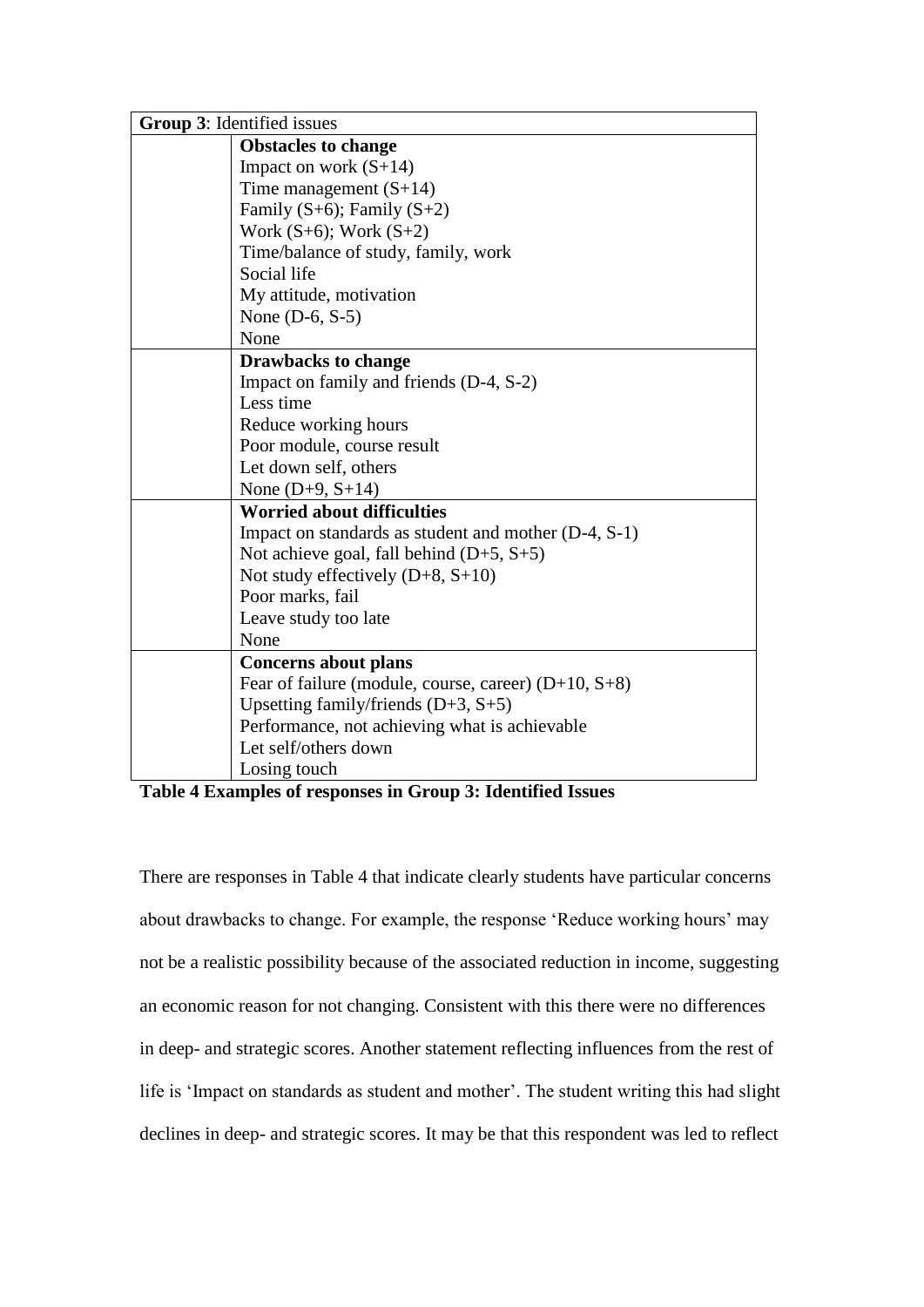| Group 3: Identified issues | |
|---|---|
| | **Obstacles to change**<br>Impact on work (S+14)<br>Time management (S+14)<br>Family (S+6); Family (S+2)<br>Work (S+6); Work (S+2)<br>Time/balance of study, family, work<br>Social life<br>My attitude, motivation<br>None (D-6, S-5)<br>None |
| | **Drawbacks to change**<br>Impact on family and friends (D-4, S-2)<br>Less time<br>Reduce working hours<br>Poor module, course result<br>Let down self, others<br>None (D+9, S+14) |
| | **Worried about difficulties**<br>Impact on standards as student and mother (D-4, S-1)<br>Not achieve goal, fall behind (D+5, S+5)<br>Not study effectively (D+8, S+10)<br>Poor marks, fail<br>Leave study too late<br>None |
| | **Concerns about plans**<br>Fear of failure (module, course, career) (D+10, S+8)<br>Upsetting family/friends (D+3, S+5)<br>Performance, not achieving what is achievable<br>Let self/others down<br>Losing touch |

**Table 4 Examples of responses in Group 3: Identified Issues**

There are responses in Table 4 that indicate clearly students have particular concerns about drawbacks to change. For example, the response 'Reduce working hours' may not be a realistic possibility because of the associated reduction in income, suggesting an economic reason for not changing. Consistent with this there were no differences in deep- and strategic scores. Another statement reflecting influences from the rest of life is 'Impact on standards as student and mother'. The student writing this had slight declines in deep- and strategic scores. It may be that this respondent was led to reflect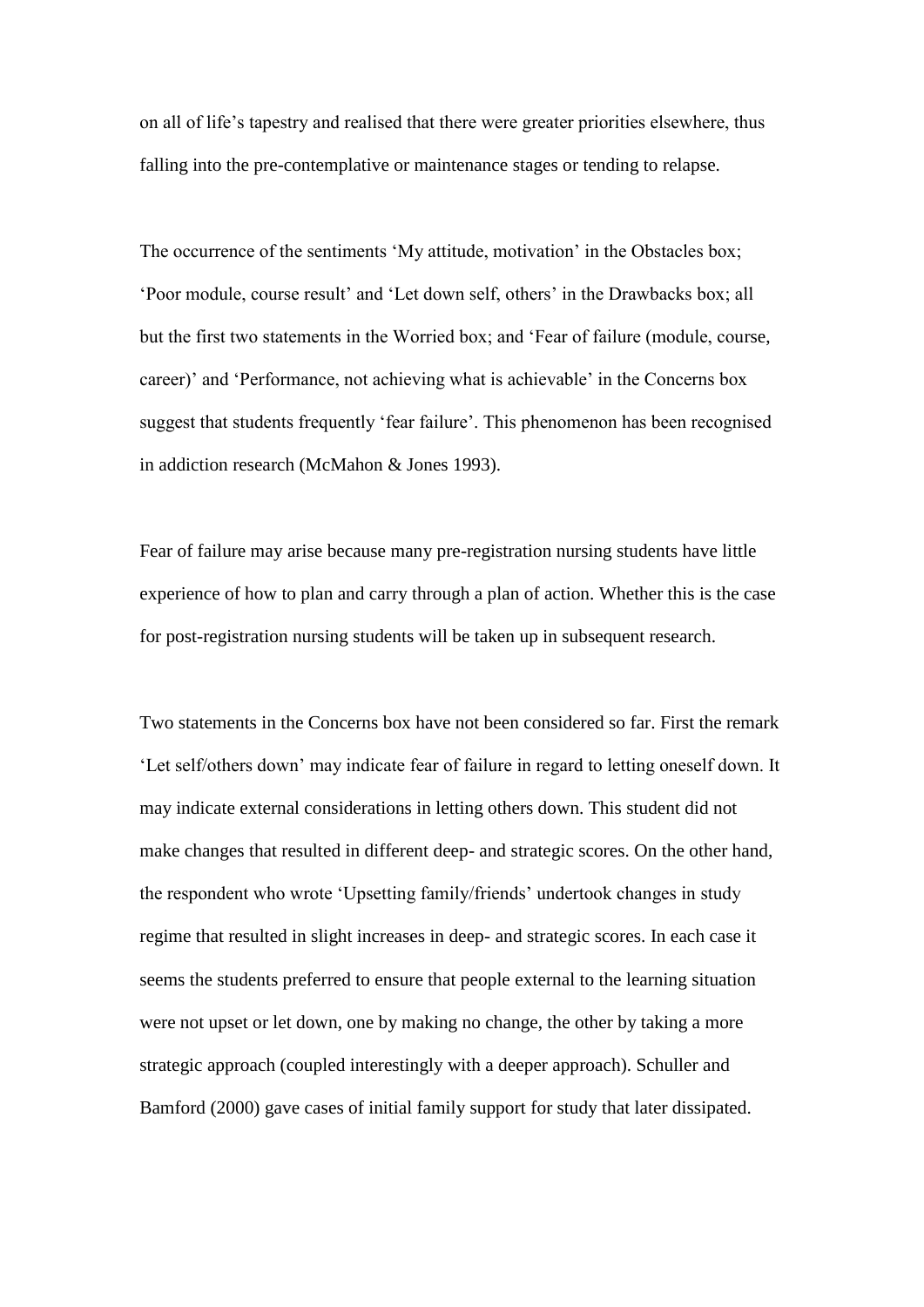on all of life's tapestry and realised that there were greater priorities elsewhere, thus falling into the pre-contemplative or maintenance stages or tending to relapse.

The occurrence of the sentiments 'My attitude, motivation' in the Obstacles box; 'Poor module, course result' and 'Let down self, others' in the Drawbacks box; all but the first two statements in the Worried box; and 'Fear of failure (module, course, career)' and 'Performance, not achieving what is achievable' in the Concerns box suggest that students frequently 'fear failure'. This phenomenon has been recognised in addiction research (McMahon & Jones 1993).

Fear of failure may arise because many pre-registration nursing students have little experience of how to plan and carry through a plan of action. Whether this is the case for post-registration nursing students will be taken up in subsequent research.

Two statements in the Concerns box have not been considered so far. First the remark 'Let self/others down' may indicate fear of failure in regard to letting oneself down. It may indicate external considerations in letting others down. This student did not make changes that resulted in different deep- and strategic scores. On the other hand, the respondent who wrote 'Upsetting family/friends' undertook changes in study regime that resulted in slight increases in deep- and strategic scores. In each case it seems the students preferred to ensure that people external to the learning situation were not upset or let down, one by making no change, the other by taking a more strategic approach (coupled interestingly with a deeper approach). Schuller and Bamford (2000) gave cases of initial family support for study that later dissipated.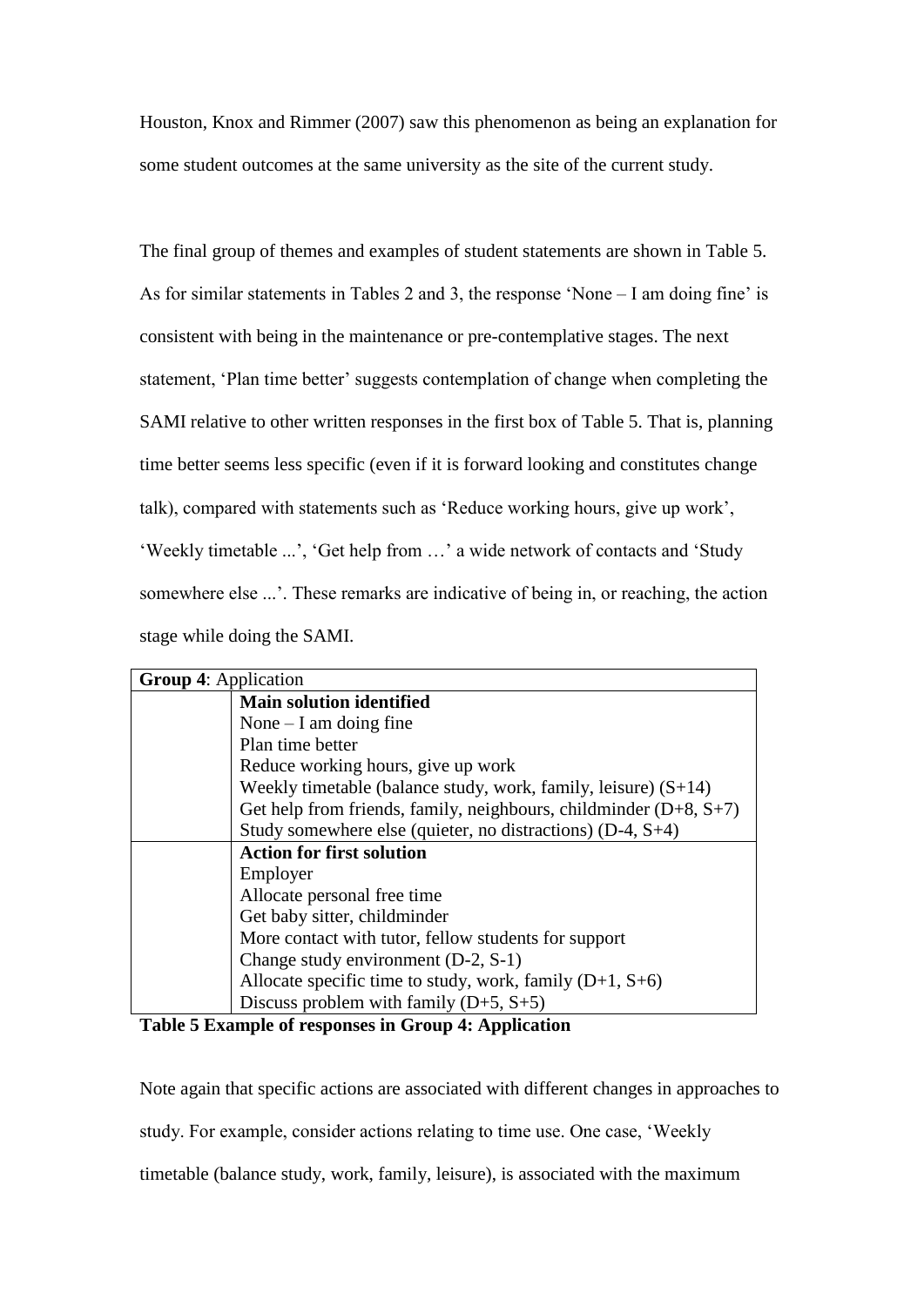Houston, Knox and Rimmer (2007) saw this phenomenon as being an explanation for some student outcomes at the same university as the site of the current study.

The final group of themes and examples of student statements are shown in Table 5. As for similar statements in Tables 2 and 3, the response 'None – I am doing fine' is consistent with being in the maintenance or pre-contemplative stages. The next statement, 'Plan time better' suggests contemplation of change when completing the SAMI relative to other written responses in the first box of Table 5. That is, planning time better seems less specific (even if it is forward looking and constitutes change talk), compared with statements such as 'Reduce working hours, give up work', 'Weekly timetable ...', 'Get help from …' a wide network of contacts and 'Study somewhere else ...'. These remarks are indicative of being in, or reaching, the action stage while doing the SAMI.

| **Group 4**: Application | |
|---|---|
| | **Main solution identified** |
| | None – I am doing fine |
| | Plan time better |
| | Reduce working hours, give up work |
| | Weekly timetable (balance study, work, family, leisure) (S+14) |
| | Get help from friends, family, neighbours, childminder (D+8, S+7) |
| | Study somewhere else (quieter, no distractions) (D-4, S+4) |
| | **Action for first solution** |
| | Employer |
| | Allocate personal free time |
| | Get baby sitter, childminder |
| | More contact with tutor, fellow students for support |
| | Change study environment (D-2, S-1) |
| | Allocate specific time to study, work, family (D+1, S+6) |
| | Discuss problem with family (D+5, S+5) |

**Table 5 Example of responses in Group 4: Application**

Note again that specific actions are associated with different changes in approaches to study. For example, consider actions relating to time use. One case, 'Weekly timetable (balance study, work, family, leisure), is associated with the maximum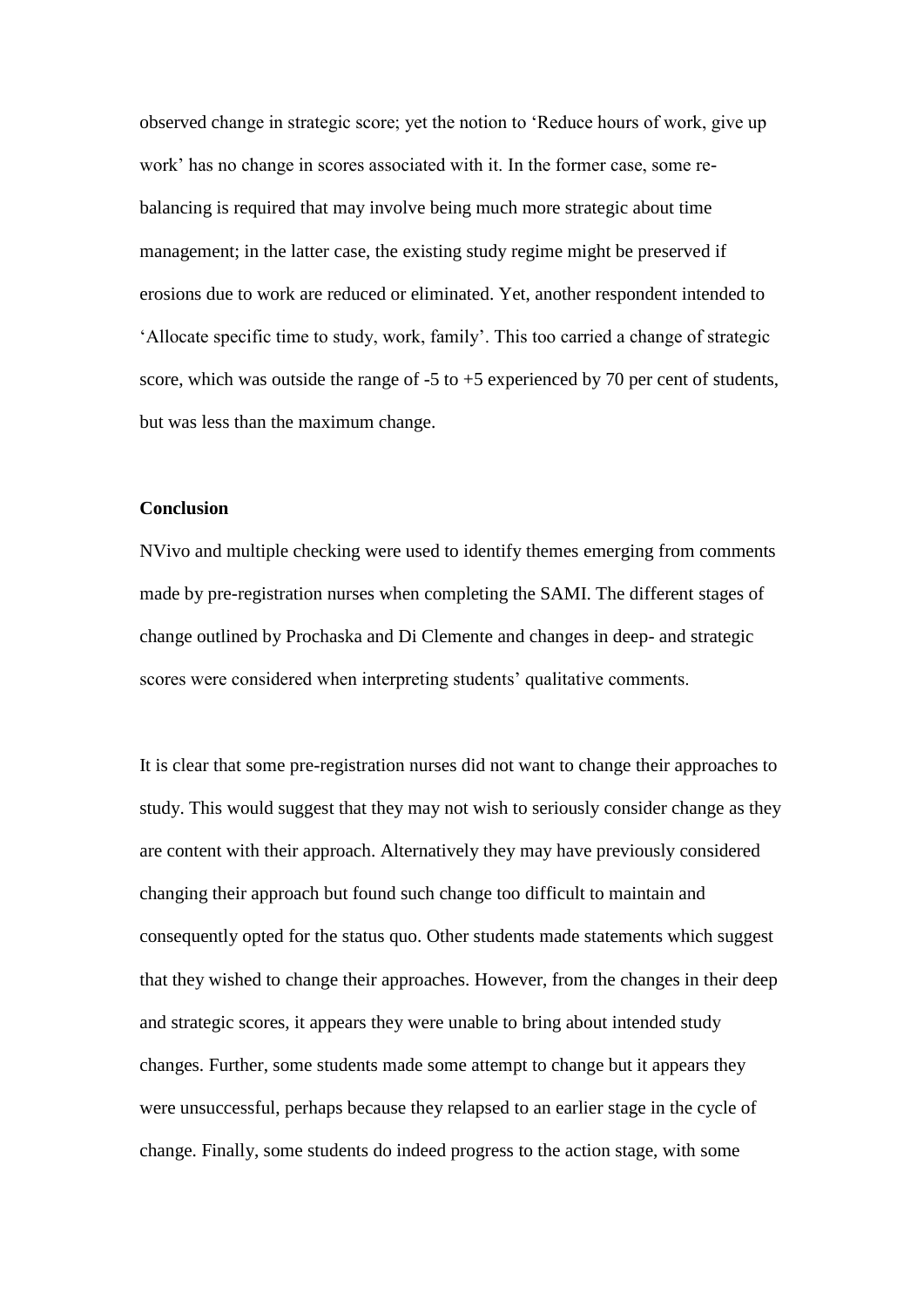observed change in strategic score; yet the notion to 'Reduce hours of work, give up work' has no change in scores associated with it. In the former case, some re-balancing is required that may involve being much more strategic about time management; in the latter case, the existing study regime might be preserved if erosions due to work are reduced or eliminated. Yet, another respondent intended to 'Allocate specific time to study, work, family'. This too carried a change of strategic score, which was outside the range of -5 to +5 experienced by 70 per cent of students, but was less than the maximum change.

## Conclusion

NVivo and multiple checking were used to identify themes emerging from comments made by pre-registration nurses when completing the SAMI. The different stages of change outlined by Prochaska and Di Clemente and changes in deep- and strategic scores were considered when interpreting students' qualitative comments.

It is clear that some pre-registration nurses did not want to change their approaches to study. This would suggest that they may not wish to seriously consider change as they are content with their approach. Alternatively they may have previously considered changing their approach but found such change too difficult to maintain and consequently opted for the status quo. Other students made statements which suggest that they wished to change their approaches. However, from the changes in their deep and strategic scores, it appears they were unable to bring about intended study changes. Further, some students made some attempt to change but it appears they were unsuccessful, perhaps because they relapsed to an earlier stage in the cycle of change. Finally, some students do indeed progress to the action stage, with some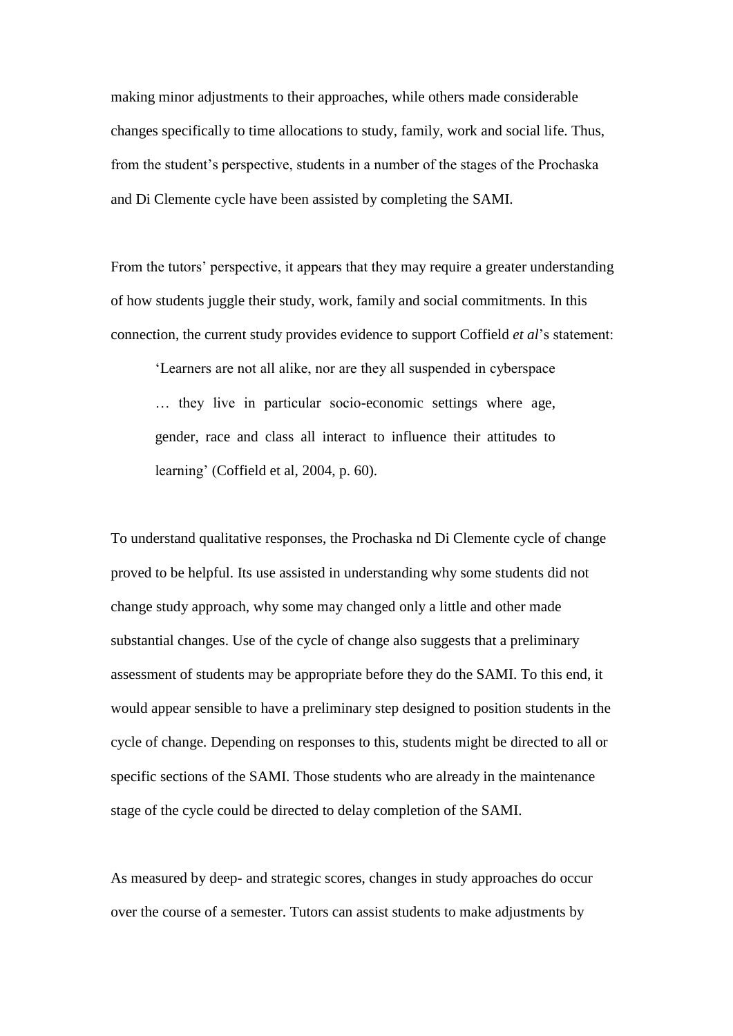making minor adjustments to their approaches, while others made considerable changes specifically to time allocations to study, family, work and social life. Thus, from the student's perspective, students in a number of the stages of the Prochaska and Di Clemente cycle have been assisted by completing the SAMI.

From the tutors' perspective, it appears that they may require a greater understanding of how students juggle their study, work, family and social commitments. In this connection, the current study provides evidence to support Coffield *et al*'s statement:

> 'Learners are not all alike, nor are they all suspended in cyberspace … they live in particular socio-economic settings where age, gender, race and class all interact to influence their attitudes to learning' (Coffield et al, 2004, p. 60).

To understand qualitative responses, the Prochaska nd Di Clemente cycle of change proved to be helpful. Its use assisted in understanding why some students did not change study approach, why some may changed only a little and other made substantial changes. Use of the cycle of change also suggests that a preliminary assessment of students may be appropriate before they do the SAMI. To this end, it would appear sensible to have a preliminary step designed to position students in the cycle of change. Depending on responses to this, students might be directed to all or specific sections of the SAMI. Those students who are already in the maintenance stage of the cycle could be directed to delay completion of the SAMI.

As measured by deep- and strategic scores, changes in study approaches do occur over the course of a semester. Tutors can assist students to make adjustments by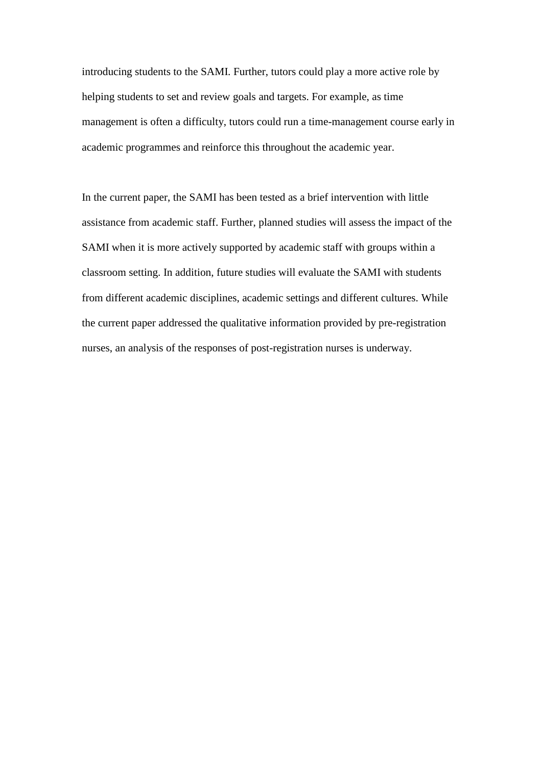introducing students to the SAMI. Further, tutors could play a more active role by helping students to set and review goals and targets. For example, as time management is often a difficulty, tutors could run a time-management course early in academic programmes and reinforce this throughout the academic year.

In the current paper, the SAMI has been tested as a brief intervention with little assistance from academic staff. Further, planned studies will assess the impact of the SAMI when it is more actively supported by academic staff with groups within a classroom setting. In addition, future studies will evaluate the SAMI with students from different academic disciplines, academic settings and different cultures. While the current paper addressed the qualitative information provided by pre-registration nurses, an analysis of the responses of post-registration nurses is underway.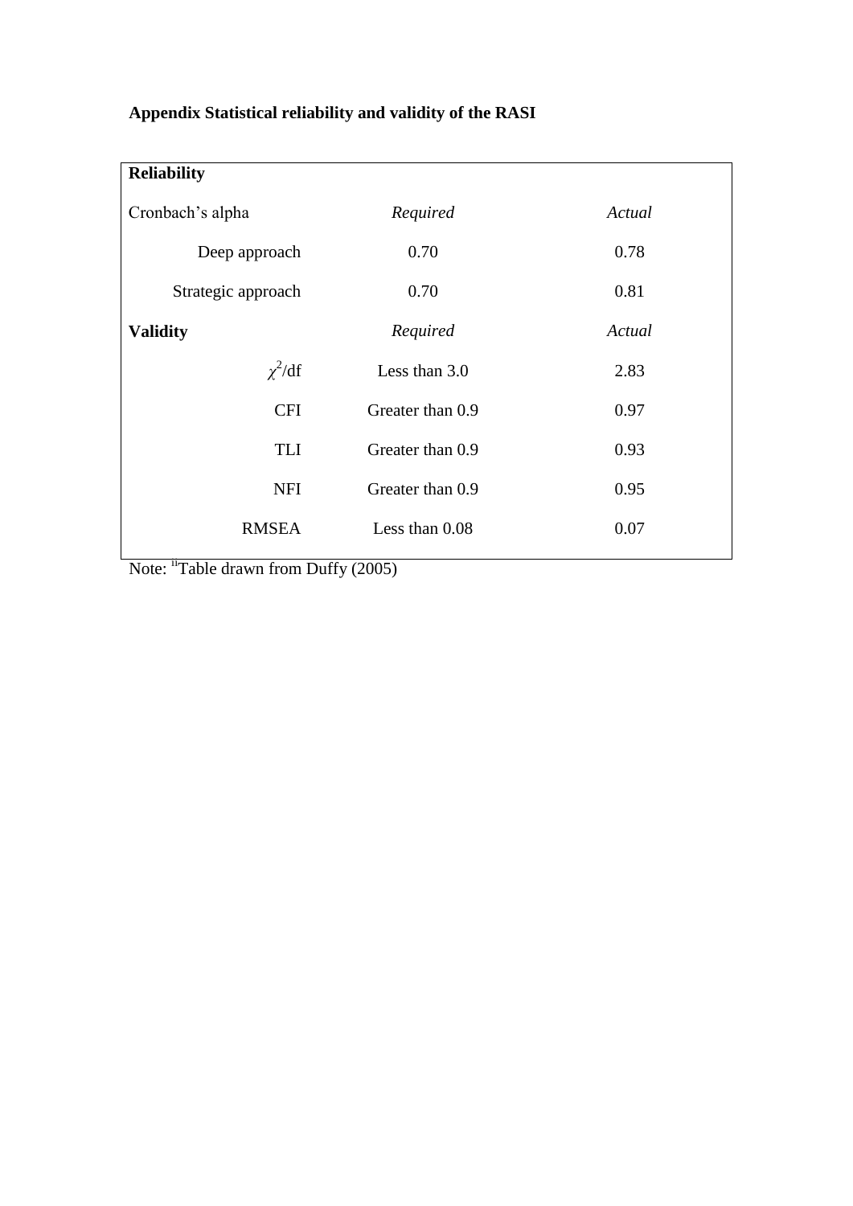**Appendix Statistical reliability and validity of the RASI**

| **Reliability** | | |
|---|---|---|
| Cronbach's alpha | *Required* | *Actual* |
| Deep approach | 0.70 | 0.78 |
| Strategic approach | 0.70 | 0.81 |
| **Validity** | *Required* | *Actual* |
| $\chi^2$/df | Less than 3.0 | 2.83 |
| CFI | Greater than 0.9 | 0.97 |
| TLI | Greater than 0.9 | 0.93 |
| NFI | Greater than 0.9 | 0.95 |
| RMSEA | Less than 0.08 | 0.07 |

Note: [ii]Table drawn from Duffy (2005)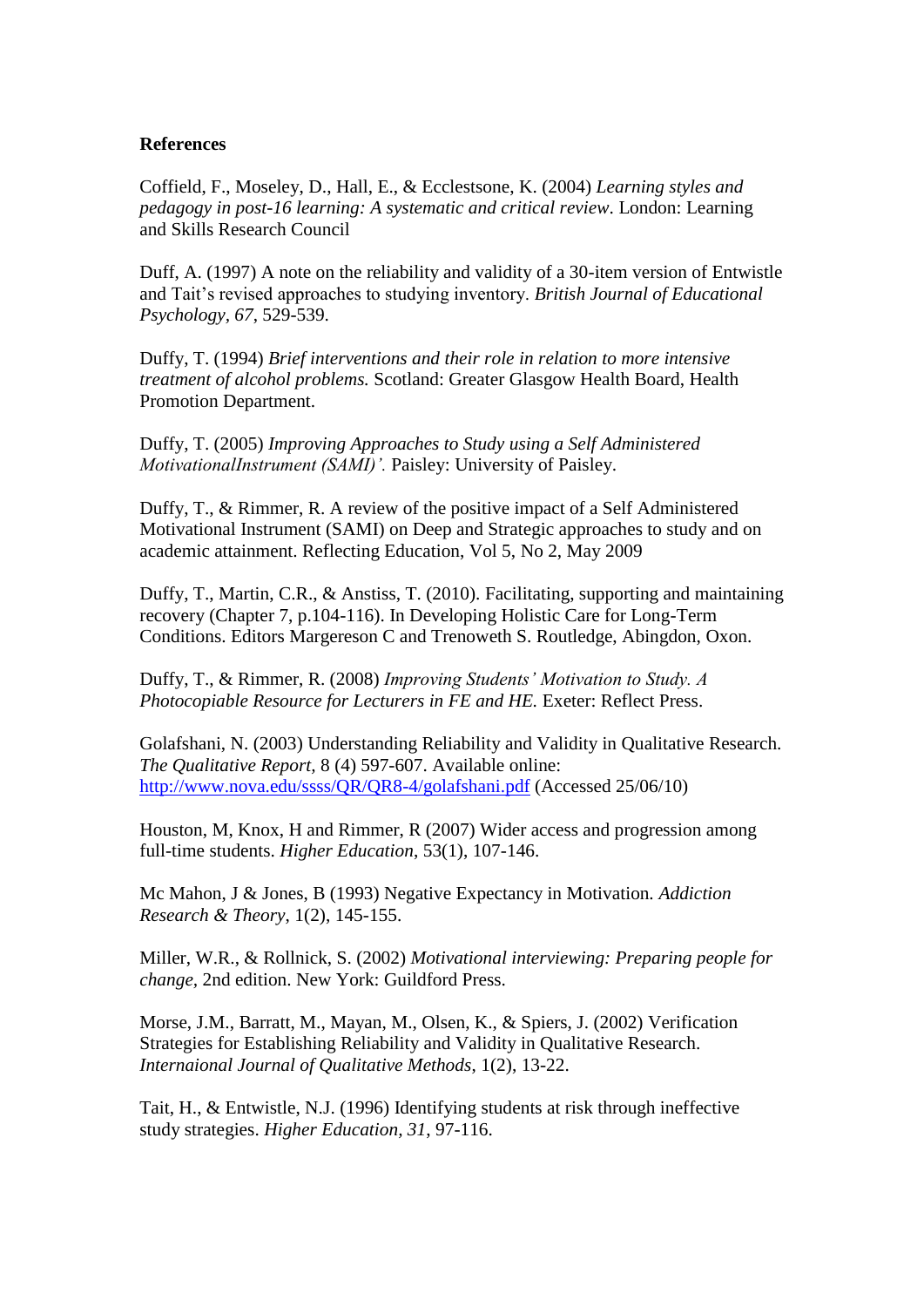**References**

Coffield, F., Moseley, D., Hall, E., & Ecclestsone, K. (2004) *Learning styles and pedagogy in post-16 learning: A systematic and critical review*. London: Learning and Skills Research Council

Duff, A. (1997) A note on the reliability and validity of a 30-item version of Entwistle and Tait's revised approaches to studying inventory. *British Journal of Educational Psychology, 67*, 529-539.

Duffy, T. (1994) *Brief interventions and their role in relation to more intensive treatment of alcohol problems.* Scotland: Greater Glasgow Health Board, Health Promotion Department.

Duffy, T. (2005) *Improving Approaches to Study using a Self Administered MotivationalInstrument (SAMI)'.* Paisley: University of Paisley.

Duffy, T., & Rimmer, R. A review of the positive impact of a Self Administered Motivational Instrument (SAMI) on Deep and Strategic approaches to study and on academic attainment. Reflecting Education, Vol 5, No 2, May 2009

Duffy, T., Martin, C.R., & Anstiss, T. (2010). Facilitating, supporting and maintaining recovery (Chapter 7, p.104-116). In Developing Holistic Care for Long-Term Conditions. Editors Margereson C and Trenoweth S. Routledge, Abingdon, Oxon.

Duffy, T., & Rimmer, R. (2008) *Improving Students' Motivation to Study. A Photocopiable Resource for Lecturers in FE and HE.* Exeter: Reflect Press.

Golafshani, N. (2003) Understanding Reliability and Validity in Qualitative Research. *The Qualitative Report,* 8 (4) 597-607. Available online: http://www.nova.edu/ssss/QR/QR8-4/golafshani.pdf (Accessed 25/06/10)

Houston, M, Knox, H and Rimmer, R (2007) Wider access and progression among full-time students. *Higher Education*, 53(1), 107-146.

Mc Mahon, J & Jones, B (1993) Negative Expectancy in Motivation. *Addiction Research & Theory*, 1(2), 145-155.

Miller, W.R., & Rollnick, S. (2002) *Motivational interviewing: Preparing people for change*, 2nd edition. New York: Guildford Press.

Morse, J.M., Barratt, M., Mayan, M., Olsen, K., & Spiers, J. (2002) Verification Strategies for Establishing Reliability and Validity in Qualitative Research. *Internaional Journal of Qualitative Methods*, 1(2), 13-22.

Tait, H., & Entwistle, N.J. (1996) Identifying students at risk through ineffective study strategies. *Higher Education, 31*, 97-116.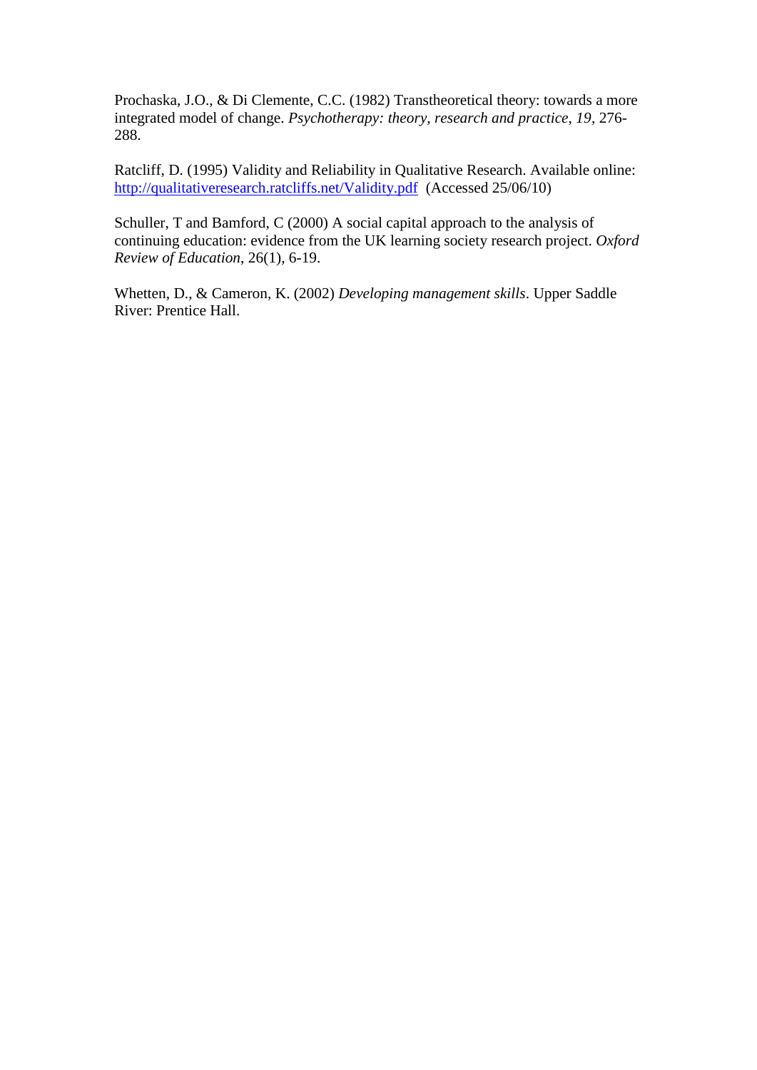Prochaska, J.O., & Di Clemente, C.C. (1982) Transtheoretical theory: towards a more integrated model of change. *Psychotherapy: theory, research and practice, 19*, 276-288.

Ratcliff, D. (1995) Validity and Reliability in Qualitative Research. Available online: http://qualitativeresearch.ratcliffs.net/Validity.pdf (Accessed 25/06/10)

Schuller, T and Bamford, C (2000) A social capital approach to the analysis of continuing education: evidence from the UK learning society research project. *Oxford Review of Education*, 26(1), 6-19.

Whetten, D., & Cameron, K. (2002) *Developing management skills*. Upper Saddle River: Prentice Hall.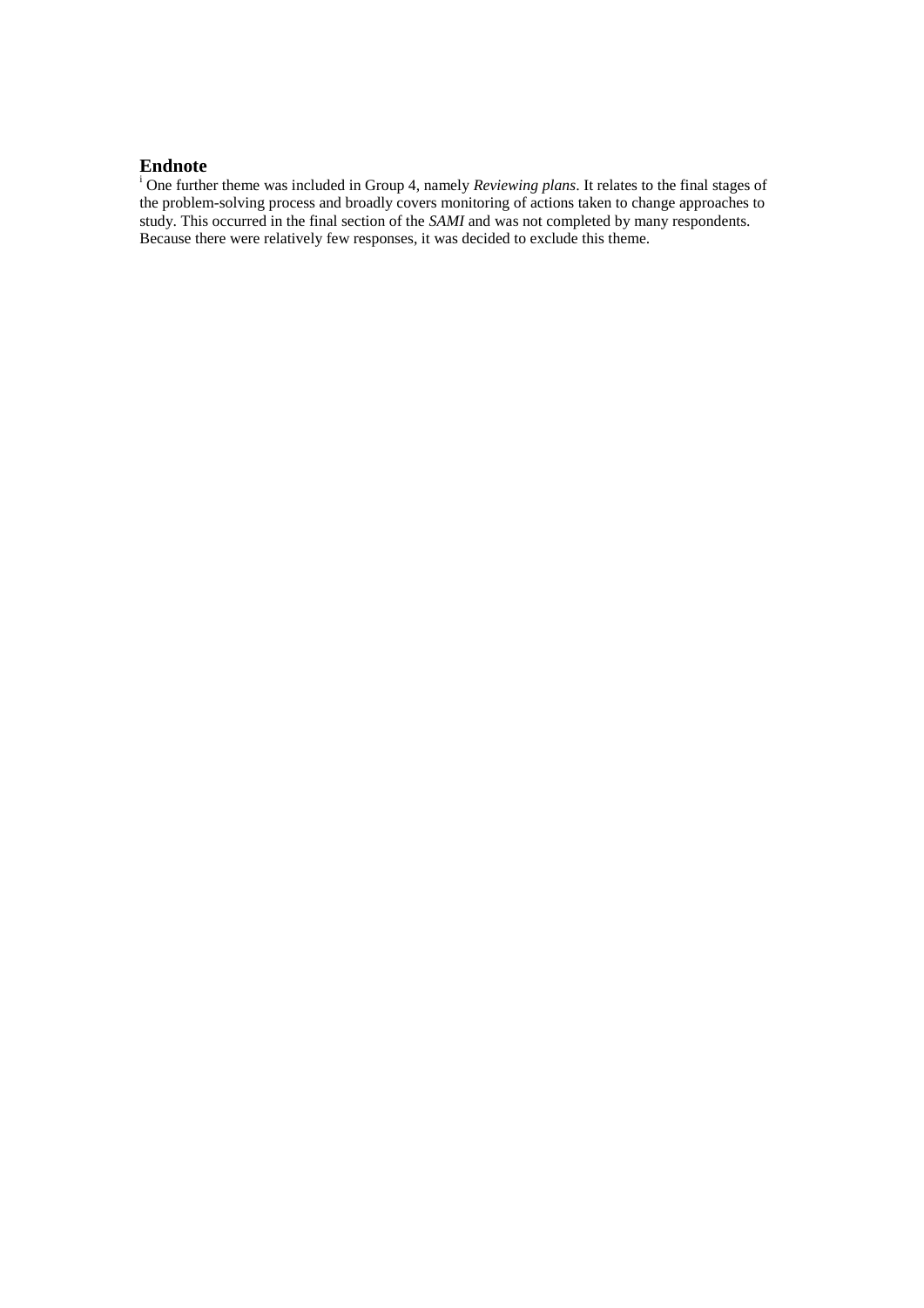## Endnote

[i] One further theme was included in Group 4, namely *Reviewing plans*. It relates to the final stages of the problem-solving process and broadly covers monitoring of actions taken to change approaches to study. This occurred in the final section of the *SAMI* and was not completed by many respondents. Because there were relatively few responses, it was decided to exclude this theme.